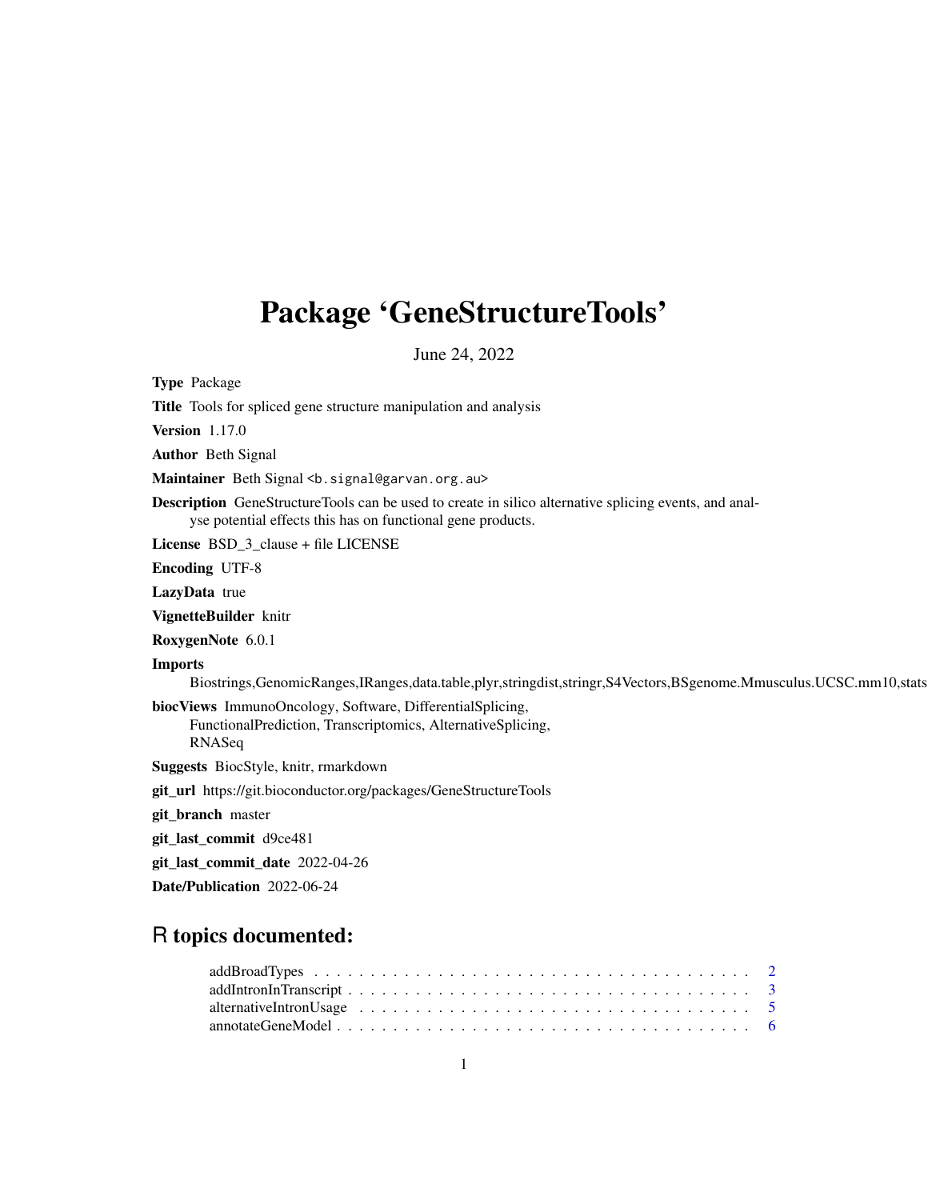# Package 'GeneStructureTools'

June 24, 2022

**Type** Package

**Title** Tools for spliced gene structure manipulation and analysis

**Version** 1.17.0

**Author** Beth Signal

**Maintainer** Beth Signal <b.signal@garvan.org.au>

**Description** GeneStructureTools can be used to create in silico alternative splicing events, and analyse potential effects this has on functional gene products.

**License** BSD_3_clause + file LICENSE

**Encoding** UTF-8

**LazyData** true

**VignetteBuilder** knitr

**RoxygenNote** 6.0.1

**Imports**
Biostrings,GenomicRanges,IRanges,data.table,plyr,stringdist,stringr,S4Vectors,BSgenome.Mmusculus.UCSC.mm10,stats

**biocViews** ImmunoOncology, Software, DifferentialSplicing, FunctionalPrediction, Transcriptomics, AlternativeSplicing, RNASeq

**Suggests** BiocStyle, knitr, rmarkdown

**git_url** https://git.bioconductor.org/packages/GeneStructureTools

**git_branch** master

**git_last_commit** d9ce481

**git_last_commit_date** 2022-04-26

**Date/Publication** 2022-06-24

## R topics documented:

addBroadTypes . . . . . . . . . . . . . . . . . . . . . . . . . . . . . . . . . . . . . . . . . 2
addIntronInTranscript . . . . . . . . . . . . . . . . . . . . . . . . . . . . . . . . . . . . . 3
alternativeIntronUsage . . . . . . . . . . . . . . . . . . . . . . . . . . . . . . . . . . . . . 5
annotateGeneModel . . . . . . . . . . . . . . . . . . . . . . . . . . . . . . . . . . . . . . 6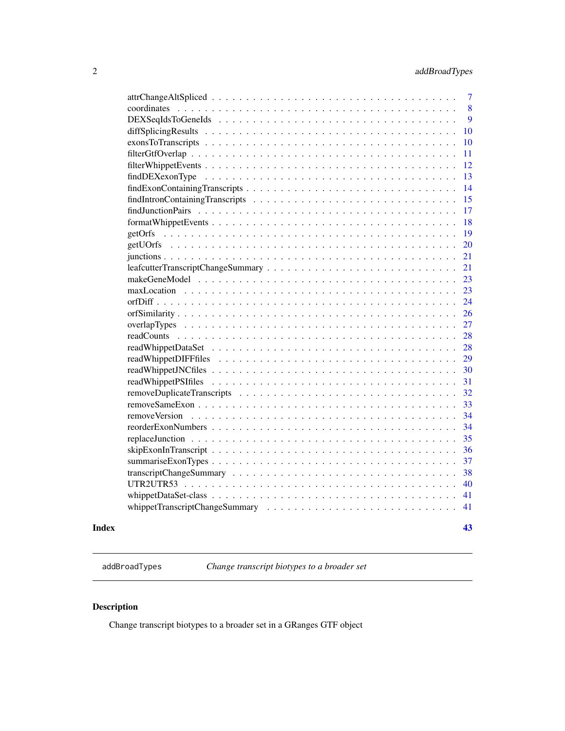attrChangeAltSpliced . . . . . . . . . . . . . . . . . . . . . . . . . . . . . . . . . . 7
coordinates . . . . . . . . . . . . . . . . . . . . . . . . . . . . . . . . . . . . . . 8
DEXSeqIdsToGeneIds . . . . . . . . . . . . . . . . . . . . . . . . . . . . . . . . . . 9
diffSplicingResults . . . . . . . . . . . . . . . . . . . . . . . . . . . . . . . . . . 10
exonsToTranscripts . . . . . . . . . . . . . . . . . . . . . . . . . . . . . . . . . . 10
filterGtfOverlap . . . . . . . . . . . . . . . . . . . . . . . . . . . . . . . . . . . . 11
filterWhippetEvents . . . . . . . . . . . . . . . . . . . . . . . . . . . . . . . . . . 12
findDEXexonType . . . . . . . . . . . . . . . . . . . . . . . . . . . . . . . . . . . . 13
findExonContainingTranscripts . . . . . . . . . . . . . . . . . . . . . . . . . . . . 14
findIntronContainingTranscripts . . . . . . . . . . . . . . . . . . . . . . . . . . . 15
findJunctionPairs . . . . . . . . . . . . . . . . . . . . . . . . . . . . . . . . . . . 17
formatWhippetEvents . . . . . . . . . . . . . . . . . . . . . . . . . . . . . . . . . . 18
getOrfs . . . . . . . . . . . . . . . . . . . . . . . . . . . . . . . . . . . . . . . . 19
getUOrfs . . . . . . . . . . . . . . . . . . . . . . . . . . . . . . . . . . . . . . . 20
junctions . . . . . . . . . . . . . . . . . . . . . . . . . . . . . . . . . . . . . . . 21
leafcutterTranscriptChangeSummary . . . . . . . . . . . . . . . . . . . . . . . . . . 21
makeGeneModel . . . . . . . . . . . . . . . . . . . . . . . . . . . . . . . . . . . . . 23
maxLocation . . . . . . . . . . . . . . . . . . . . . . . . . . . . . . . . . . . . . . 23
orfDiff . . . . . . . . . . . . . . . . . . . . . . . . . . . . . . . . . . . . . . . . 24
orfSimilarity . . . . . . . . . . . . . . . . . . . . . . . . . . . . . . . . . . . . . 26
overlapTypes . . . . . . . . . . . . . . . . . . . . . . . . . . . . . . . . . . . . . 27
readCounts . . . . . . . . . . . . . . . . . . . . . . . . . . . . . . . . . . . . . . 28
readWhippetDataSet . . . . . . . . . . . . . . . . . . . . . . . . . . . . . . . . . . 28
readWhippetDIFFfiles . . . . . . . . . . . . . . . . . . . . . . . . . . . . . . . . . 29
readWhippetJNCfiles . . . . . . . . . . . . . . . . . . . . . . . . . . . . . . . . . 30
readWhippetPSIfiles . . . . . . . . . . . . . . . . . . . . . . . . . . . . . . . . . 31
removeDuplicateTranscripts . . . . . . . . . . . . . . . . . . . . . . . . . . . . . . 32
removeSameExon . . . . . . . . . . . . . . . . . . . . . . . . . . . . . . . . . . . . 33
removeVersion . . . . . . . . . . . . . . . . . . . . . . . . . . . . . . . . . . . . . 34
reorderExonNumbers . . . . . . . . . . . . . . . . . . . . . . . . . . . . . . . . . . 34
replaceJunction . . . . . . . . . . . . . . . . . . . . . . . . . . . . . . . . . . . . 35
skipExonInTranscript . . . . . . . . . . . . . . . . . . . . . . . . . . . . . . . . . 36
summariseExonTypes . . . . . . . . . . . . . . . . . . . . . . . . . . . . . . . . . . 37
transcriptChangeSummary . . . . . . . . . . . . . . . . . . . . . . . . . . . . . . . 38
UTR2UTR53 . . . . . . . . . . . . . . . . . . . . . . . . . . . . . . . . . . . . . . . 40
whippetDataSet-class . . . . . . . . . . . . . . . . . . . . . . . . . . . . . . . . . 41
whippetTranscriptChangeSummary . . . . . . . . . . . . . . . . . . . . . . . . . . . 41

**Index** **43**

---

`addBroadTypes` *Change transcript biotypes to a broader set*

---

## Description

Change transcript biotypes to a broader set in a GRanges GTF object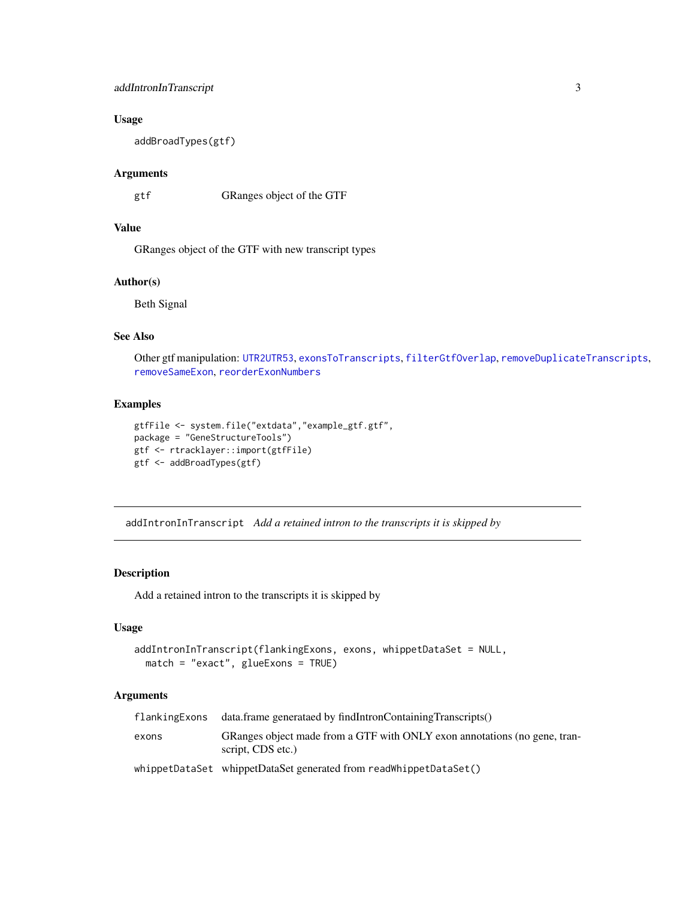### Usage

```
addBroadTypes(gtf)
```

### Arguments

| | |
|---|---|
| gtf | GRanges object of the GTF |

### Value

GRanges object of the GTF with new transcript types

### Author(s)

Beth Signal

### See Also

Other gtf manipulation: UTR2UTR53, exonsToTranscripts, filterGtfOverlap, removeDuplicateTranscripts, removeSameExon, reorderExonNumbers

### Examples

```
gtfFile <- system.file("extdata","example_gtf.gtf",
package = "GeneStructureTools")
gtf <- rtracklayer::import(gtfFile)
gtf <- addBroadTypes(gtf)
```

---

## addIntronInTranscript *Add a retained intron to the transcripts it is skipped by*

---

### Description

Add a retained intron to the transcripts it is skipped by

### Usage

```
addIntronInTranscript(flankingExons, exons, whippetDataSet = NULL,
  match = "exact", glueExons = TRUE)
```

### Arguments

| | |
|---|---|
| flankingExons | data.frame generataed by findIntronContainingTranscripts() |
| exons | GRanges object made from a GTF with ONLY exon annotations (no gene, transcript, CDS etc.) |
| whippetDataSet | whippetDataSet generated from readWhippetDataSet() |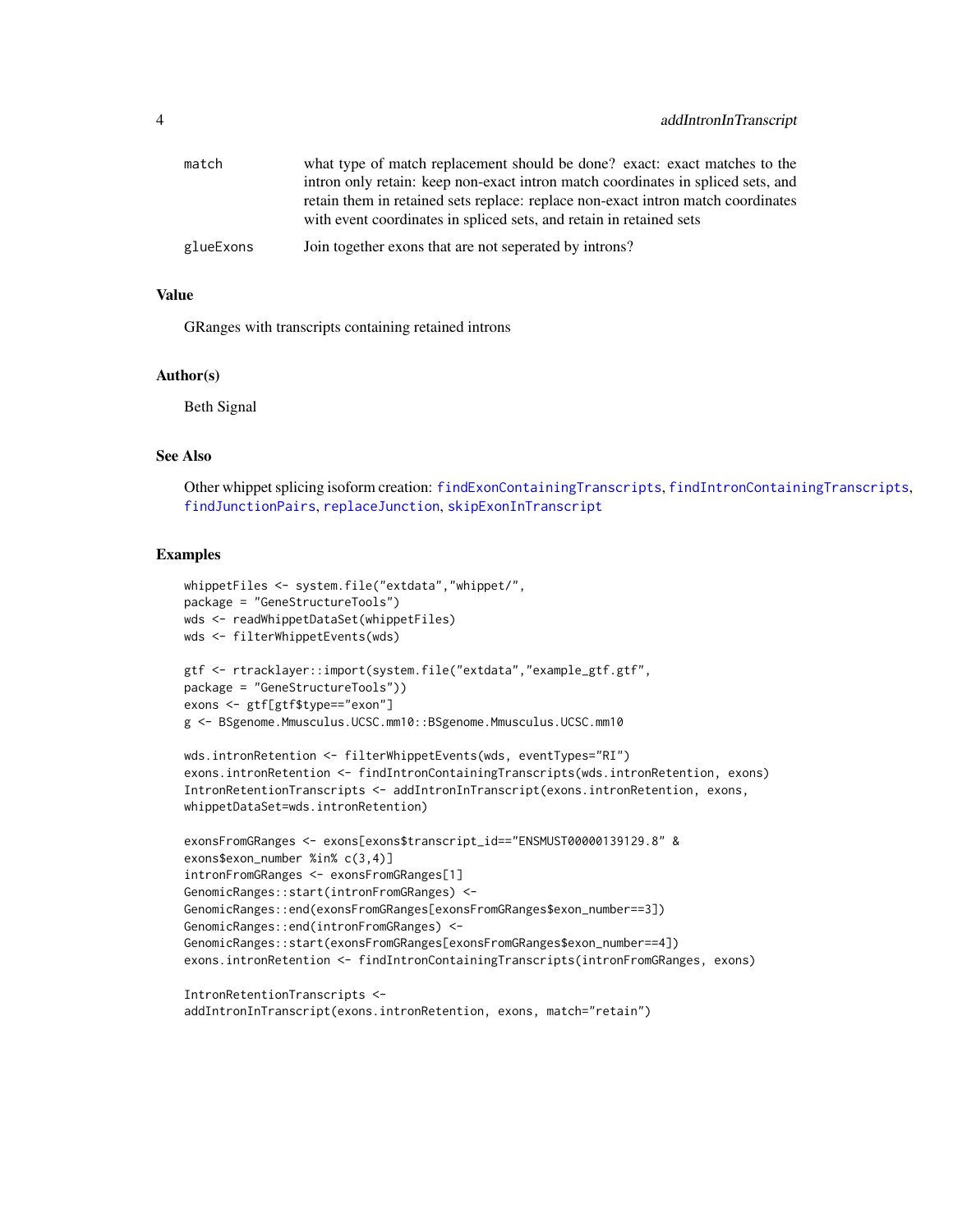| | |
|---|---|
| `match` | what type of match replacement should be done? exact: exact matches to the intron only retain: keep non-exact intron match coordinates in spliced sets, and retain them in retained sets replace: replace non-exact intron match coordinates with event coordinates in spliced sets, and retain in retained sets |
| `glueExons` | Join together exons that are not seperated by introns? |

## Value

GRanges with transcripts containing retained introns

## Author(s)

Beth Signal

## See Also

Other whippet splicing isoform creation: `findExonContainingTranscripts`, `findIntronContainingTranscripts`, `findJunctionPairs`, `replaceJunction`, `skipExonInTranscript`

## Examples

```
whippetFiles <- system.file("extdata","whippet/",
package = "GeneStructureTools")
wds <- readWhippetDataSet(whippetFiles)
wds <- filterWhippetEvents(wds)

gtf <- rtracklayer::import(system.file("extdata","example_gtf.gtf",
package = "GeneStructureTools"))
exons <- gtf[gtf$type=="exon"]
g <- BSgenome.Mmusculus.UCSC.mm10::BSgenome.Mmusculus.UCSC.mm10

wds.intronRetention <- filterWhippetEvents(wds, eventTypes="RI")
exons.intronRetention <- findIntronContainingTranscripts(wds.intronRetention, exons)
IntronRetentionTranscripts <- addIntronInTranscript(exons.intronRetention, exons,
whippetDataSet=wds.intronRetention)

exonsFromGRanges <- exons[exons$transcript_id=="ENSMUST00000139129.8" &
exons$exon_number %in% c(3,4)]
intronFromGRanges <- exonsFromGRanges[1]
GenomicRanges::start(intronFromGRanges) <-
GenomicRanges::end(exonsFromGRanges[exonsFromGRanges$exon_number==3])
GenomicRanges::end(intronFromGRanges) <-
GenomicRanges::start(exonsFromGRanges[exonsFromGRanges$exon_number==4])
exons.intronRetention <- findIntronContainingTranscripts(intronFromGRanges, exons)

IntronRetentionTranscripts <-
addIntronInTranscript(exons.intronRetention, exons, match="retain")
```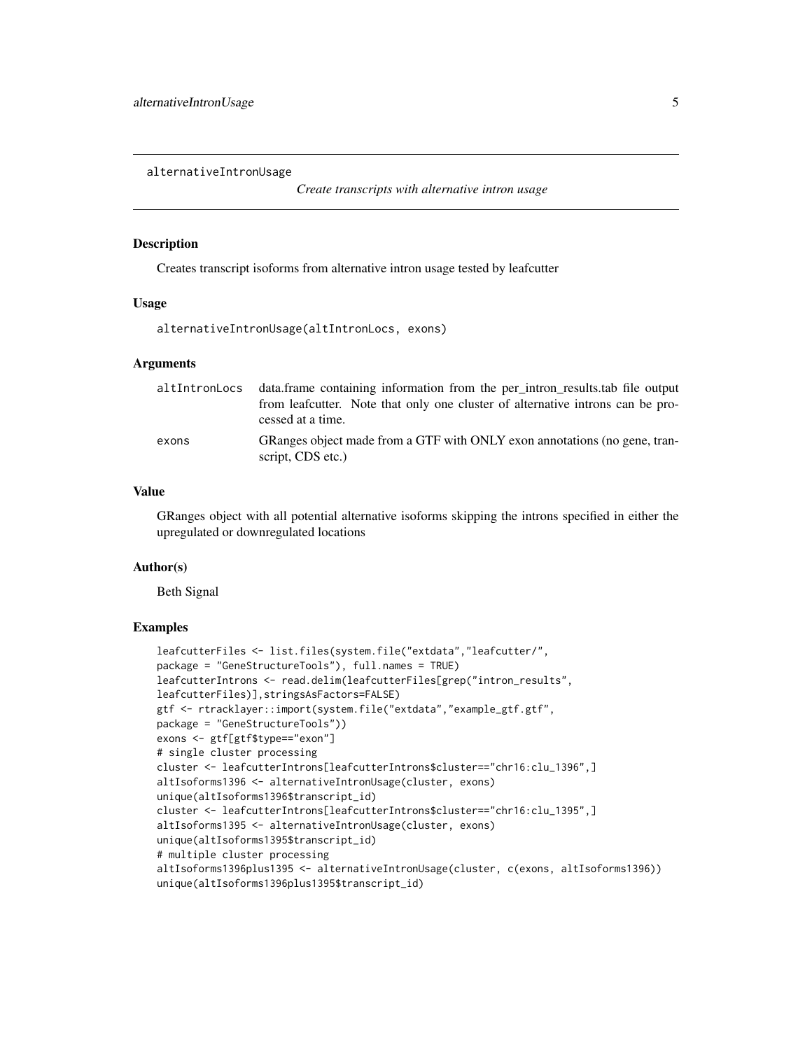`alternativeIntronUsage`

# *Create transcripts with alternative intron usage*

## Description

Creates transcript isoforms from alternative intron usage tested by leafcutter

## Usage

```
alternativeIntronUsage(altIntronLocs, exons)
```

## Arguments

| | |
|---|---|
| `altIntronLocs` | data.frame containing information from the per_intron_results.tab file output from leafcutter. Note that only one cluster of alternative introns can be processed at a time. |
| `exons` | GRanges object made from a GTF with ONLY exon annotations (no gene, transcript, CDS etc.) |

## Value

GRanges object with all potential alternative isoforms skipping the introns specified in either the upregulated or downregulated locations

## Author(s)

Beth Signal

## Examples

```
leafcutterFiles <- list.files(system.file("extdata","leafcutter/",
package = "GeneStructureTools"), full.names = TRUE)
leafcutterIntrons <- read.delim(leafcutterFiles[grep("intron_results",
leafcutterFiles)],stringsAsFactors=FALSE)
gtf <- rtracklayer::import(system.file("extdata","example_gtf.gtf",
package = "GeneStructureTools"))
exons <- gtf[gtf$type=="exon"]
# single cluster processing
cluster <- leafcutterIntrons[leafcutterIntrons$cluster=="chr16:clu_1396",]
altIsoforms1396 <- alternativeIntronUsage(cluster, exons)
unique(altIsoforms1396$transcript_id)
cluster <- leafcutterIntrons[leafcutterIntrons$cluster=="chr16:clu_1395",]
altIsoforms1395 <- alternativeIntronUsage(cluster, exons)
unique(altIsoforms1395$transcript_id)
# multiple cluster processing
altIsoforms1396plus1395 <- alternativeIntronUsage(cluster, c(exons, altIsoforms1396))
unique(altIsoforms1396plus1395$transcript_id)
```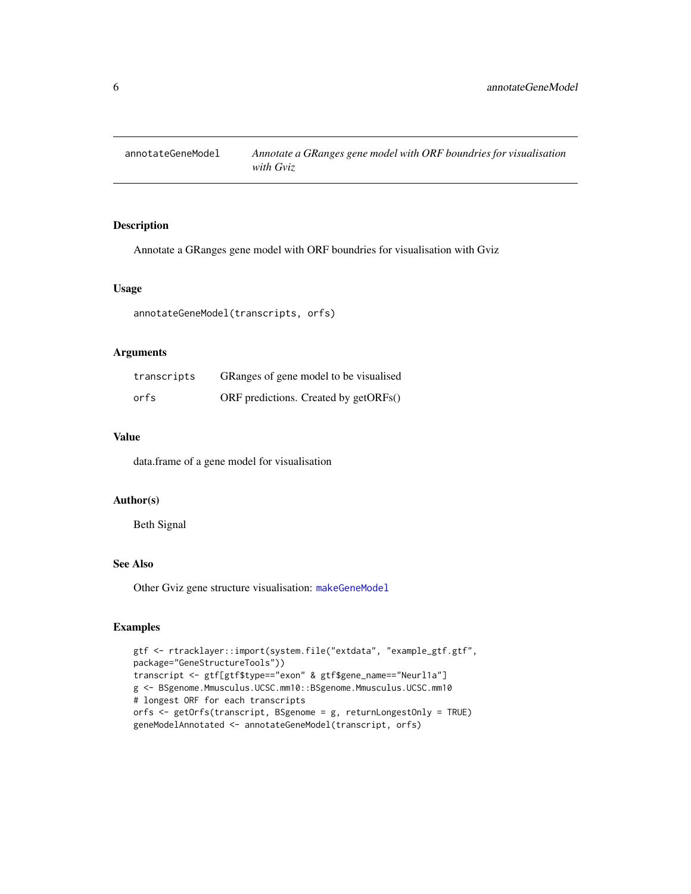# annotateGeneModel — *Annotate a GRanges gene model with ORF boundries for visualisation with Gviz*

## Description

Annotate a GRanges gene model with ORF boundries for visualisation with Gviz

## Usage

```
annotateGeneModel(transcripts, orfs)
```

## Arguments

| | |
|---|---|
| transcripts | GRanges of gene model to be visualised |
| orfs | ORF predictions. Created by getORFs() |

## Value

data.frame of a gene model for visualisation

## Author(s)

Beth Signal

## See Also

Other Gviz gene structure visualisation: makeGeneModel

## Examples

```
gtf <- rtracklayer::import(system.file("extdata", "example_gtf.gtf",
package="GeneStructureTools"))
transcript <- gtf[gtf$type=="exon" & gtf$gene_name=="Neurl1a"]
g <- BSgenome.Mmusculus.UCSC.mm10::BSgenome.Mmusculus.UCSC.mm10
# longest ORF for each transcripts
orfs <- getOrfs(transcript, BSgenome = g, returnLongestOnly = TRUE)
geneModelAnnotated <- annotateGeneModel(transcript, orfs)
```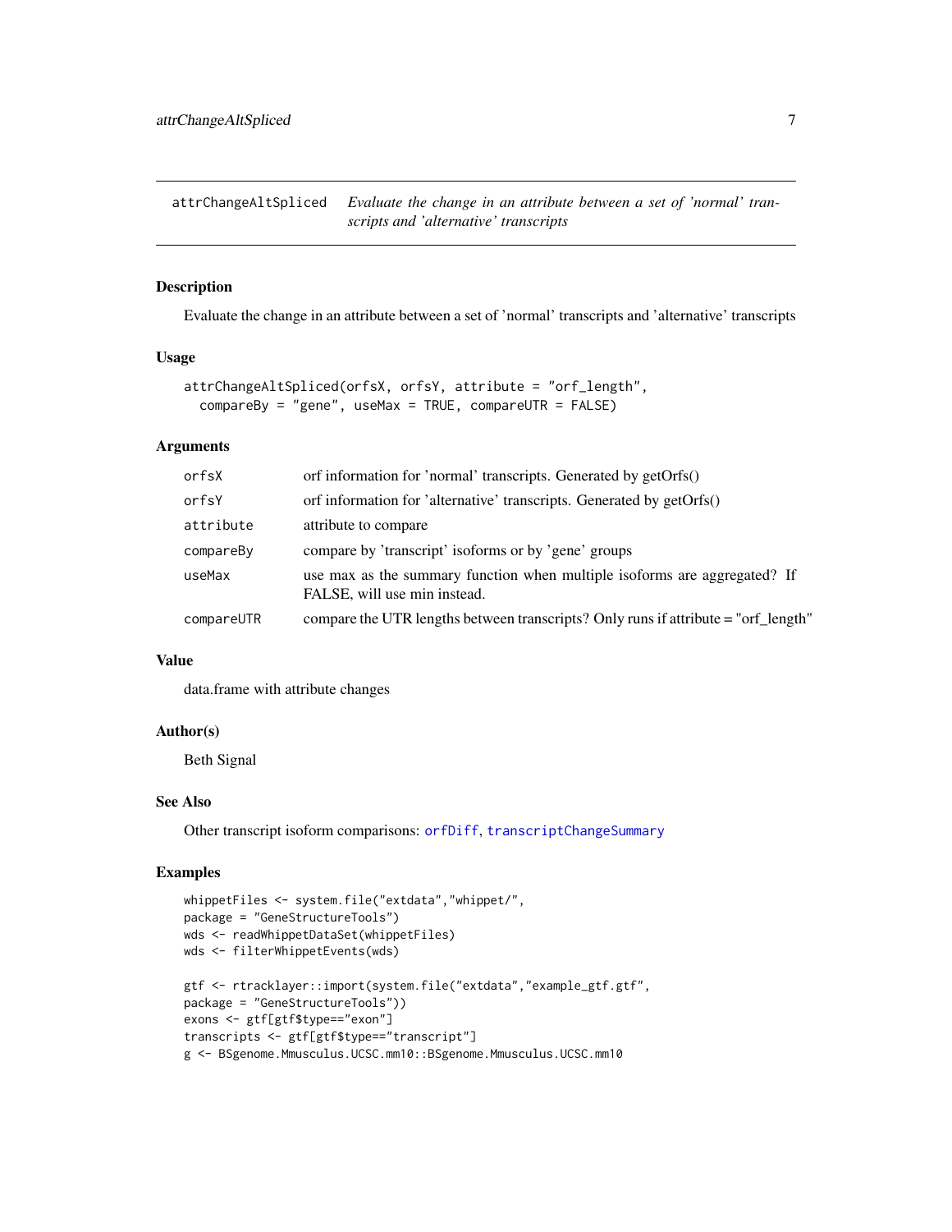## attrChangeAltSpliced

*Evaluate the change in an attribute between a set of 'normal' transcripts and 'alternative' transcripts*

### Description

Evaluate the change in an attribute between a set of 'normal' transcripts and 'alternative' transcripts

### Usage

```
attrChangeAltSpliced(orfsX, orfsY, attribute = "orf_length",
  compareBy = "gene", useMax = TRUE, compareUTR = FALSE)
```

### Arguments

| | |
|---|---|
| orfsX | orf information for 'normal' transcripts. Generated by getOrfs() |
| orfsY | orf information for 'alternative' transcripts. Generated by getOrfs() |
| attribute | attribute to compare |
| compareBy | compare by 'transcript' isoforms or by 'gene' groups |
| useMax | use max as the summary function when multiple isoforms are aggregated? If FALSE, will use min instead. |
| compareUTR | compare the UTR lengths between transcripts? Only runs if attribute = "orf_length" |

### Value

data.frame with attribute changes

### Author(s)

Beth Signal

### See Also

Other transcript isoform comparisons: orfDiff, transcriptChangeSummary

### Examples

```
whippetFiles <- system.file("extdata","whippet/",
package = "GeneStructureTools")
wds <- readWhippetDataSet(whippetFiles)
wds <- filterWhippetEvents(wds)

gtf <- rtracklayer::import(system.file("extdata","example_gtf.gtf",
package = "GeneStructureTools"))
exons <- gtf[gtf$type=="exon"]
transcripts <- gtf[gtf$type=="transcript"]
g <- BSgenome.Mmusculus.UCSC.mm10::BSgenome.Mmusculus.UCSC.mm10
```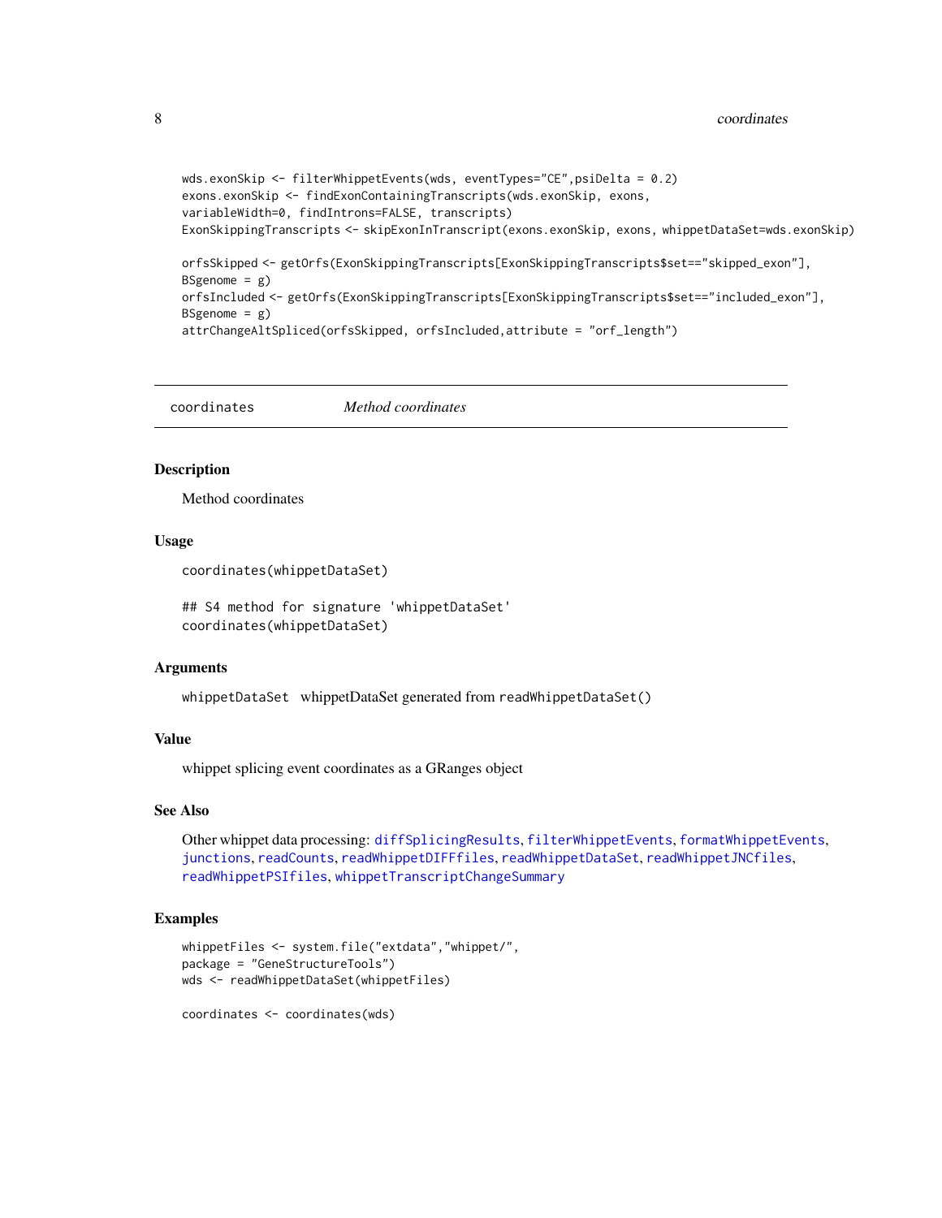```
wds.exonSkip <- filterWhippetEvents(wds, eventTypes="CE",psiDelta = 0.2)
exons.exonSkip <- findExonContainingTranscripts(wds.exonSkip, exons,
variableWidth=0, findIntrons=FALSE, transcripts)
ExonSkippingTranscripts <- skipExonInTranscript(exons.exonSkip, exons, whippetDataSet=wds.exonSkip)

orfsSkipped <- getOrfs(ExonSkippingTranscripts[ExonSkippingTranscripts$set=="skipped_exon"],
BSgenome = g)
orfsIncluded <- getOrfs(ExonSkippingTranscripts[ExonSkippingTranscripts$set=="included_exon"],
BSgenome = g)
attrChangeAltSpliced(orfsSkipped, orfsIncluded,attribute = "orf_length")
```

---

## coordinates *Method coordinates*

---

### Description

Method coordinates

### Usage

```
coordinates(whippetDataSet)

## S4 method for signature 'whippetDataSet'
coordinates(whippetDataSet)
```

### Arguments

| | |
|---|---|
| whippetDataSet | whippetDataSet generated from `readWhippetDataSet()` |

### Value

whippet splicing event coordinates as a GRanges object

### See Also

Other whippet data processing: `diffSplicingResults`, `filterWhippetEvents`, `formatWhippetEvents`, `junctions`, `readCounts`, `readWhippetDIFFfiles`, `readWhippetDataSet`, `readWhippetJNCfiles`, `readWhippetPSIfiles`, `whippetTranscriptChangeSummary`

### Examples

```
whippetFiles <- system.file("extdata","whippet/",
package = "GeneStructureTools")
wds <- readWhippetDataSet(whippetFiles)

coordinates <- coordinates(wds)
```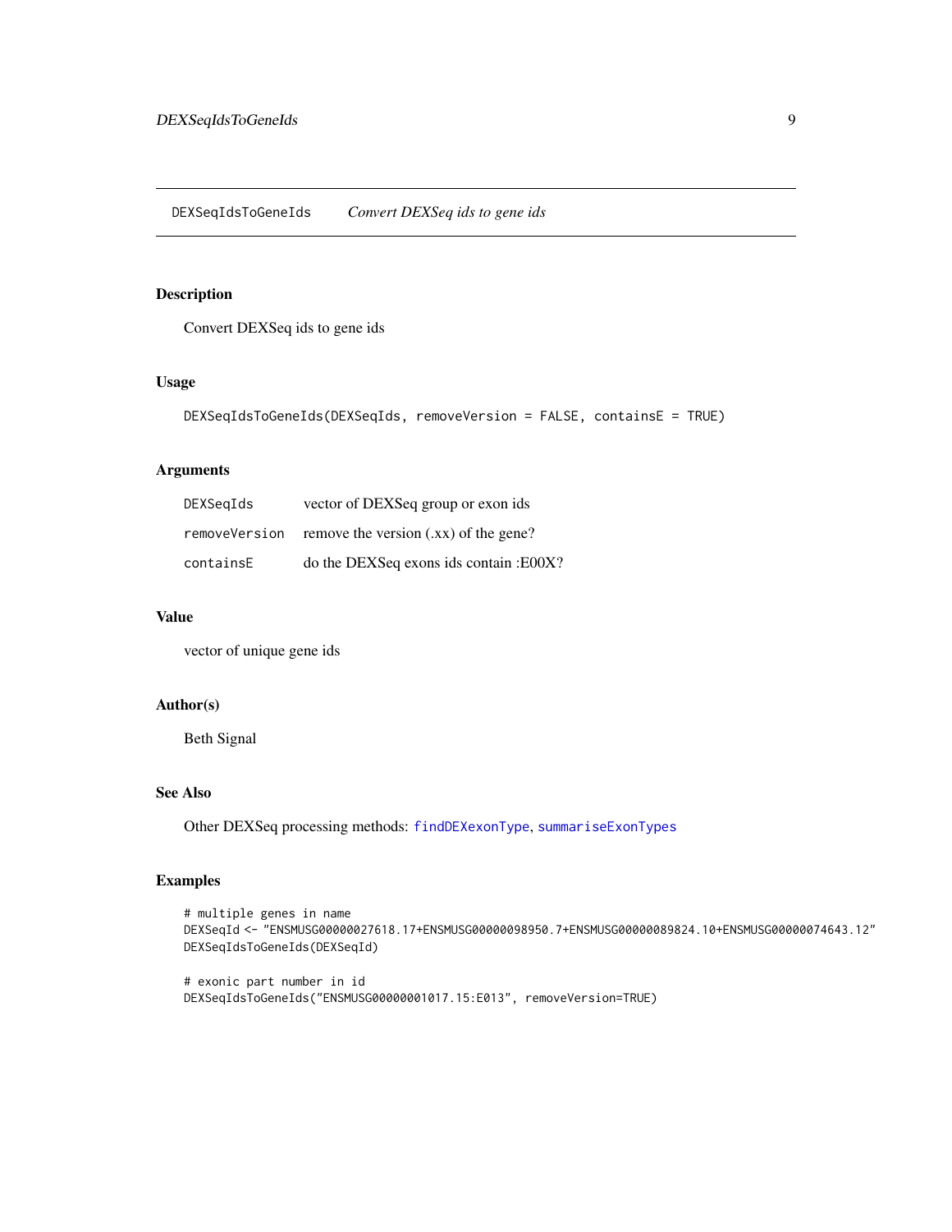## DEXSeqIdsToGeneIds *Convert DEXSeq ids to gene ids*

### Description

Convert DEXSeq ids to gene ids

### Usage

```
DEXSeqIdsToGeneIds(DEXSeqIds, removeVersion = FALSE, containsE = TRUE)
```

### Arguments

| | |
|---|---|
| DEXSeqIds | vector of DEXSeq group or exon ids |
| removeVersion | remove the version (.xx) of the gene? |
| containsE | do the DEXSeq exons ids contain :E00X? |

### Value

vector of unique gene ids

### Author(s)

Beth Signal

### See Also

Other DEXSeq processing methods: findDEXexonType, summariseExonTypes

### Examples

```
# multiple genes in name
DEXSeqId <- "ENSMUSG00000027618.17+ENSMUSG00000098950.7+ENSMUSG00000089824.10+ENSMUSG00000074643.12"
DEXSeqIdsToGeneIds(DEXSeqId)

# exonic part number in id
DEXSeqIdsToGeneIds("ENSMUSG00000001017.15:E013", removeVersion=TRUE)
```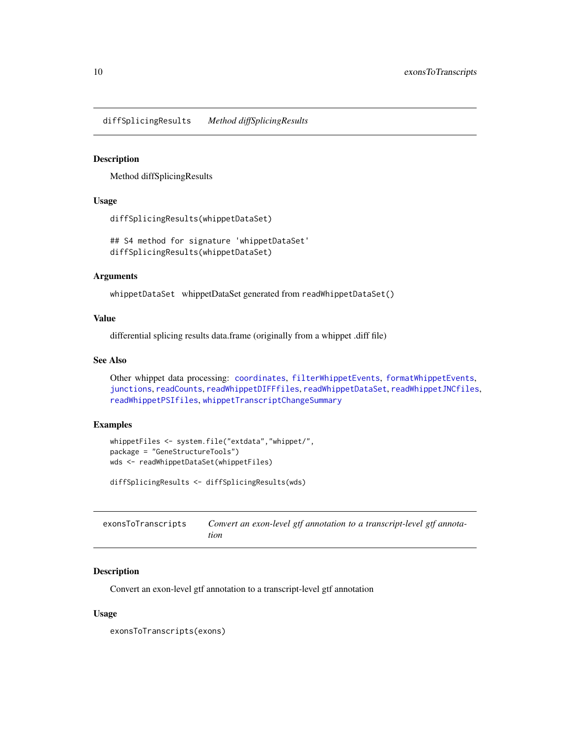## diffSplicingResults    *Method diffSplicingResults*

### Description

Method diffSplicingResults

### Usage

```
diffSplicingResults(whippetDataSet)

## S4 method for signature 'whippetDataSet'
diffSplicingResults(whippetDataSet)
```

### Arguments

| | |
|---|---|
| whippetDataSet | whippetDataSet generated from `readWhippetDataSet()` |

### Value

differential splicing results data.frame (originally from a whippet .diff file)

### See Also

Other whippet data processing: `coordinates`, `filterWhippetEvents`, `formatWhippetEvents`, `junctions`, `readCounts`, `readWhippetDIFFfiles`, `readWhippetDataSet`, `readWhippetJNCfiles`, `readWhippetPSIfiles`, `whippetTranscriptChangeSummary`

### Examples

```
whippetFiles <- system.file("extdata","whippet/",
package = "GeneStructureTools")
wds <- readWhippetDataSet(whippetFiles)

diffSplicingResults <- diffSplicingResults(wds)
```

## exonsToTranscripts    *Convert an exon-level gtf annotation to a transcript-level gtf annotation*

### Description

Convert an exon-level gtf annotation to a transcript-level gtf annotation

### Usage

```
exonsToTranscripts(exons)
```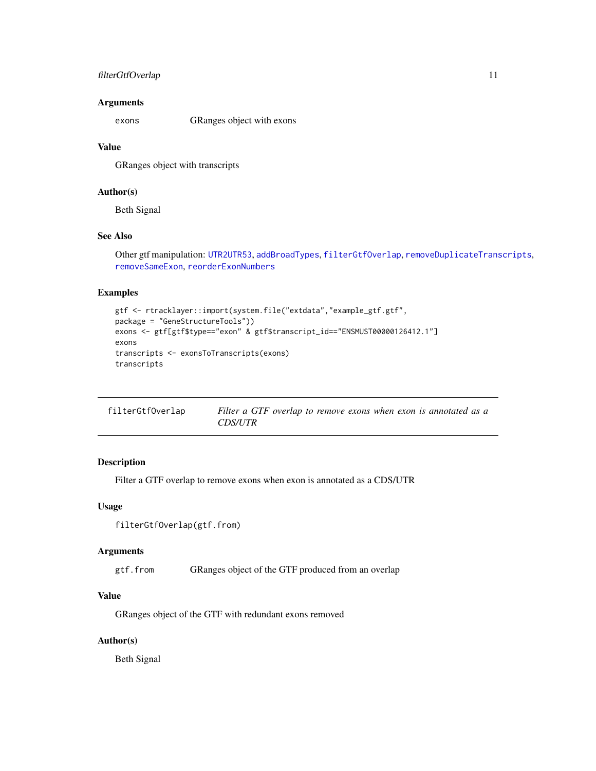### Arguments

`exons` GRanges object with exons

### Value

GRanges object with transcripts

### Author(s)

Beth Signal

### See Also

Other gtf manipulation: `UTR2UTR53`, `addBroadTypes`, `filterGtfOverlap`, `removeDuplicateTranscripts`, `removeSameExon`, `reorderExonNumbers`

### Examples

```
gtf <- rtracklayer::import(system.file("extdata","example_gtf.gtf",
package = "GeneStructureTools"))
exons <- gtf[gtf$type=="exon" & gtf$transcript_id=="ENSMUST00000126412.1"]
exons
transcripts <- exonsToTranscripts(exons)
transcripts
```

---

## filterGtfOverlap — *Filter a GTF overlap to remove exons when exon is annotated as a CDS/UTR*

### Description

Filter a GTF overlap to remove exons when exon is annotated as a CDS/UTR

### Usage

```
filterGtfOverlap(gtf.from)
```

### Arguments

`gtf.from` GRanges object of the GTF produced from an overlap

### Value

GRanges object of the GTF with redundant exons removed

### Author(s)

Beth Signal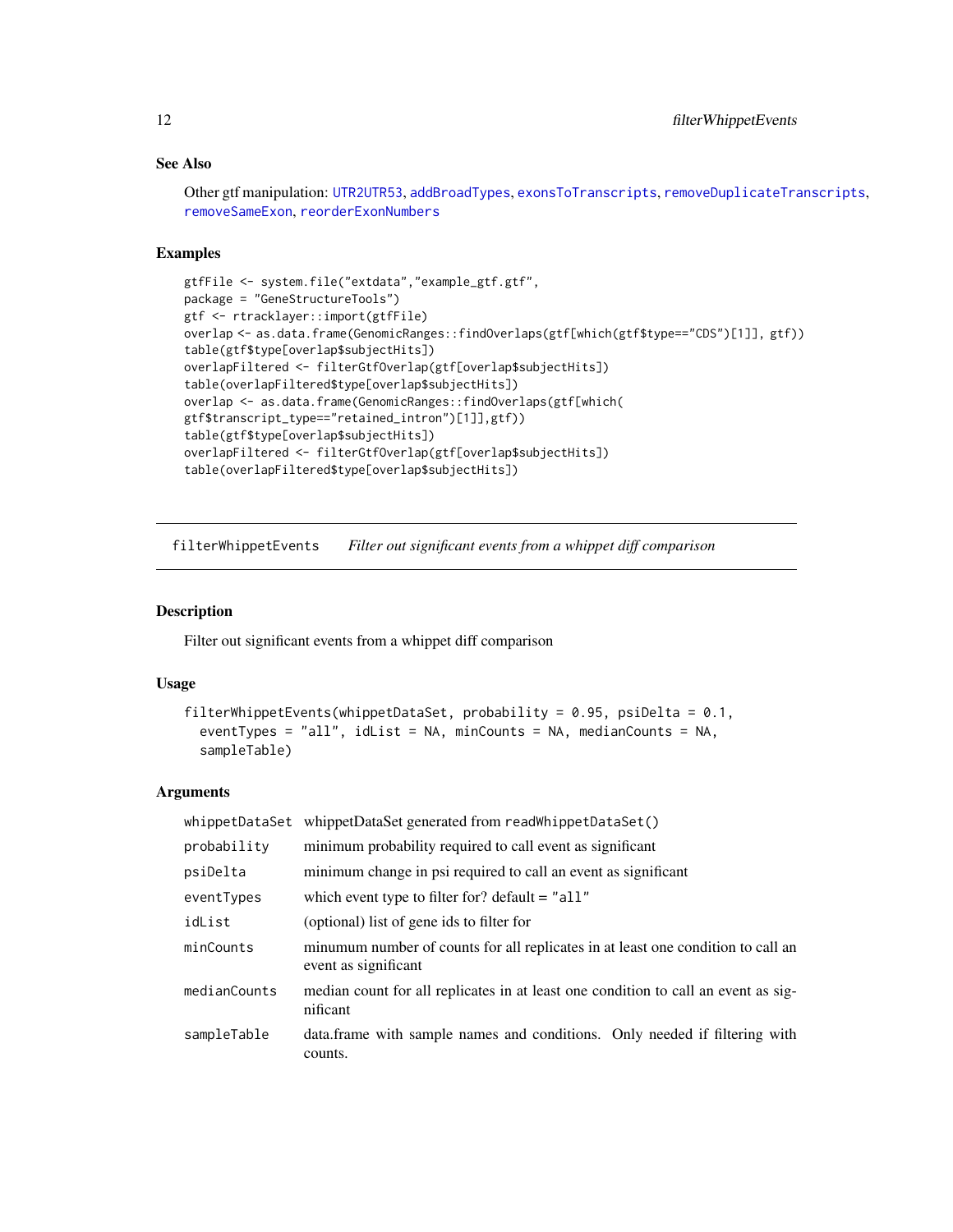## See Also

Other gtf manipulation: UTR2UTR53, addBroadTypes, exonsToTranscripts, removeDuplicateTranscripts, removeSameExon, reorderExonNumbers

## Examples

```
gtfFile <- system.file("extdata","example_gtf.gtf",
package = "GeneStructureTools")
gtf <- rtracklayer::import(gtfFile)
overlap <- as.data.frame(GenomicRanges::findOverlaps(gtf[which(gtf$type=="CDS")[1]], gtf))
table(gtf$type[overlap$subjectHits])
overlapFiltered <- filterGtfOverlap(gtf[overlap$subjectHits])
table(overlapFiltered$type[overlap$subjectHits])
overlap <- as.data.frame(GenomicRanges::findOverlaps(gtf[which(
gtf$transcript_type=="retained_intron")[1]],gtf))
table(gtf$type[overlap$subjectHits])
overlapFiltered <- filterGtfOverlap(gtf[overlap$subjectHits])
table(overlapFiltered$type[overlap$subjectHits])
```

---

# filterWhippetEvents *Filter out significant events from a whippet diff comparison*

---

## Description

Filter out significant events from a whippet diff comparison

## Usage

```
filterWhippetEvents(whippetDataSet, probability = 0.95, psiDelta = 0.1,
  eventTypes = "all", idList = NA, minCounts = NA, medianCounts = NA,
  sampleTable)
```

## Arguments

| | |
|---|---|
| whippetDataSet | whippetDataSet generated from readWhippetDataSet() |
| probability | minimum probability required to call event as significant |
| psiDelta | minimum change in psi required to call an event as significant |
| eventTypes | which event type to filter for? default = "all" |
| idList | (optional) list of gene ids to filter for |
| minCounts | minumum number of counts for all replicates in at least one condition to call an event as significant |
| medianCounts | median count for all replicates in at least one condition to call an event as significant |
| sampleTable | data.frame with sample names and conditions. Only needed if filtering with counts. |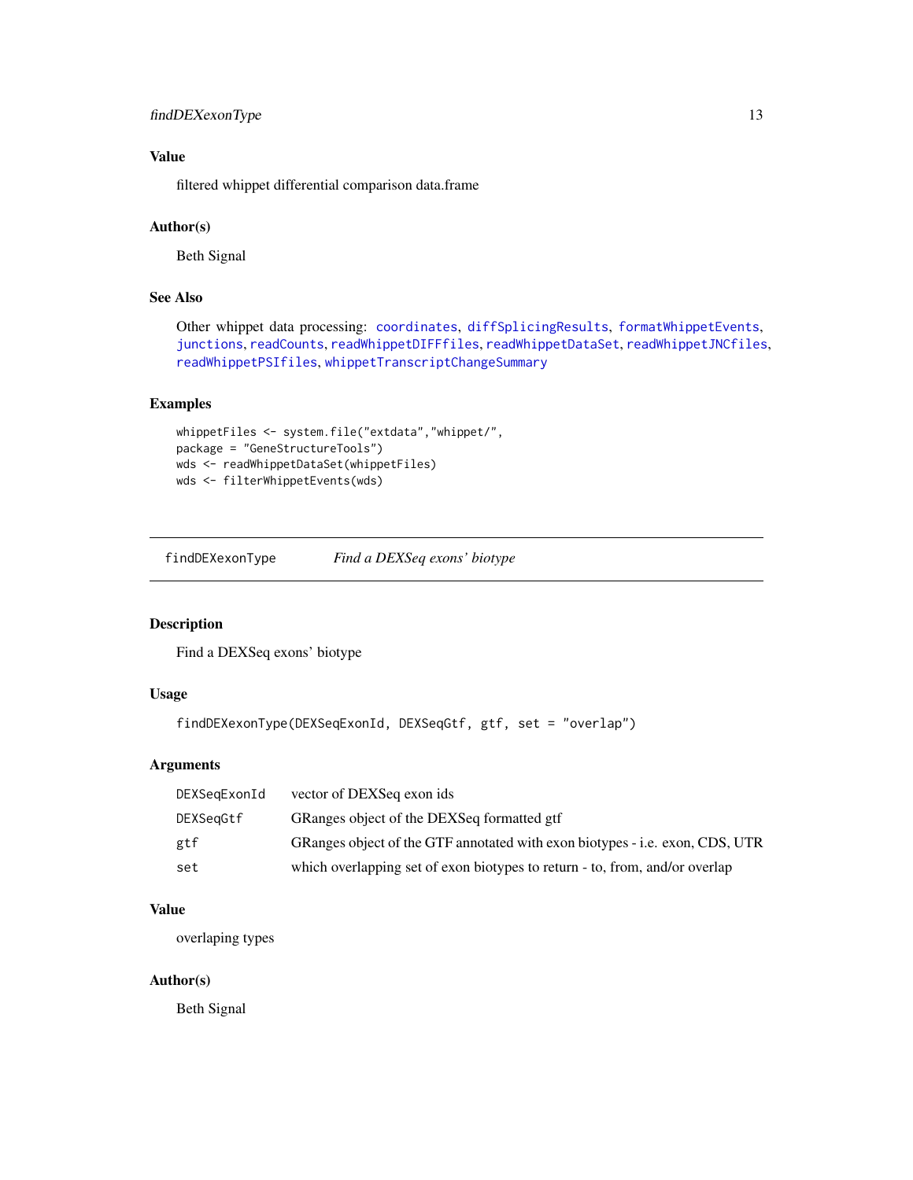## Value

filtered whippet differential comparison data.frame

## Author(s)

Beth Signal

## See Also

Other whippet data processing: coordinates, diffSplicingResults, formatWhippetEvents, junctions, readCounts, readWhippetDIFFfiles, readWhippetDataSet, readWhippetJNCfiles, readWhippetPSIfiles, whippetTranscriptChangeSummary

## Examples

```
whippetFiles <- system.file("extdata","whippet/",
package = "GeneStructureTools")
wds <- readWhippetDataSet(whippetFiles)
wds <- filterWhippetEvents(wds)
```

---

# findDEXexonType &nbsp;&nbsp;&nbsp; *Find a DEXSeq exons' biotype*

---

## Description

Find a DEXSeq exons' biotype

## Usage

```
findDEXexonType(DEXSeqExonId, DEXSeqGtf, gtf, set = "overlap")
```

## Arguments

| | |
|---|---|
| DEXSeqExonId | vector of DEXSeq exon ids |
| DEXSeqGtf | GRanges object of the DEXSeq formatted gtf |
| gtf | GRanges object of the GTF annotated with exon biotypes - i.e. exon, CDS, UTR |
| set | which overlapping set of exon biotypes to return - to, from, and/or overlap |

## Value

overlaping types

## Author(s)

Beth Signal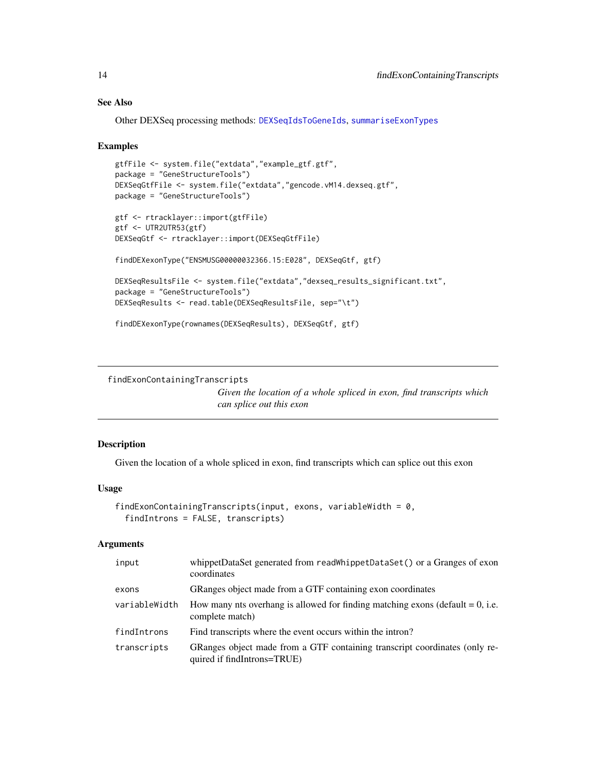### See Also

Other DEXSeq processing methods: `DEXSeqIdsToGeneIds`, `summariseExonTypes`

### Examples

```
gtfFile <- system.file("extdata","example_gtf.gtf",
package = "GeneStructureTools")
DEXSeqGtfFile <- system.file("extdata","gencode.vM14.dexseq.gtf",
package = "GeneStructureTools")

gtf <- rtracklayer::import(gtfFile)
gtf <- UTR2UTR53(gtf)
DEXSeqGtf <- rtracklayer::import(DEXSeqGtfFile)

findDEXexonType("ENSMUSG00000032366.15:E028", DEXSeqGtf, gtf)

DEXSeqResultsFile <- system.file("extdata","dexseq_results_significant.txt",
package = "GeneStructureTools")
DEXSeqResults <- read.table(DEXSeqResultsFile, sep="\t")

findDEXexonType(rownames(DEXSeqResults), DEXSeqGtf, gtf)
```

---

## findExonContainingTranscripts

*Given the location of a whole spliced in exon, find transcripts which can splice out this exon*

### Description

Given the location of a whole spliced in exon, find transcripts which can splice out this exon

### Usage

```
findExonContainingTranscripts(input, exons, variableWidth = 0,
  findIntrons = FALSE, transcripts)
```

### Arguments

| Argument | Description |
|---|---|
| `input` | whippetDataSet generated from `readWhippetDataSet()` or a Granges of exon coordinates |
| `exons` | GRanges object made from a GTF containing exon coordinates |
| `variableWidth` | How many nts overhang is allowed for finding matching exons (default = 0, i.e. complete match) |
| `findIntrons` | Find transcripts where the event occurs within the intron? |
| `transcripts` | GRanges object made from a GTF containing transcript coordinates (only required if findIntrons=TRUE) |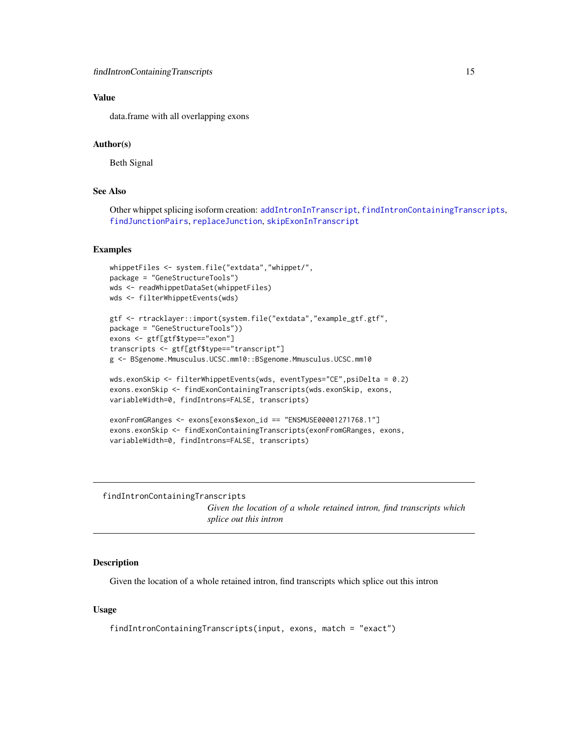### Value

data.frame with all overlapping exons

### Author(s)

Beth Signal

### See Also

Other whippet splicing isoform creation: addIntronInTranscript, findIntronContainingTranscripts, findJunctionPairs, replaceJunction, skipExonInTranscript

### Examples

```
whippetFiles <- system.file("extdata","whippet/",
package = "GeneStructureTools")
wds <- readWhippetDataSet(whippetFiles)
wds <- filterWhippetEvents(wds)

gtf <- rtracklayer::import(system.file("extdata","example_gtf.gtf",
package = "GeneStructureTools"))
exons <- gtf[gtf$type=="exon"]
transcripts <- gtf[gtf$type=="transcript"]
g <- BSgenome.Mmusculus.UCSC.mm10::BSgenome.Mmusculus.UCSC.mm10

wds.exonSkip <- filterWhippetEvents(wds, eventTypes="CE",psiDelta = 0.2)
exons.exonSkip <- findExonContainingTranscripts(wds.exonSkip, exons,
variableWidth=0, findIntrons=FALSE, transcripts)

exonFromGRanges <- exons[exons$exon_id == "ENSMUSE00001271768.1"]
exons.exonSkip <- findExonContainingTranscripts(exonFromGRanges, exons,
variableWidth=0, findIntrons=FALSE, transcripts)
```

---

## findIntronContainingTranscripts

*Given the location of a whole retained intron, find transcripts which splice out this intron*

---

### Description

Given the location of a whole retained intron, find transcripts which splice out this intron

### Usage

```
findIntronContainingTranscripts(input, exons, match = "exact")
```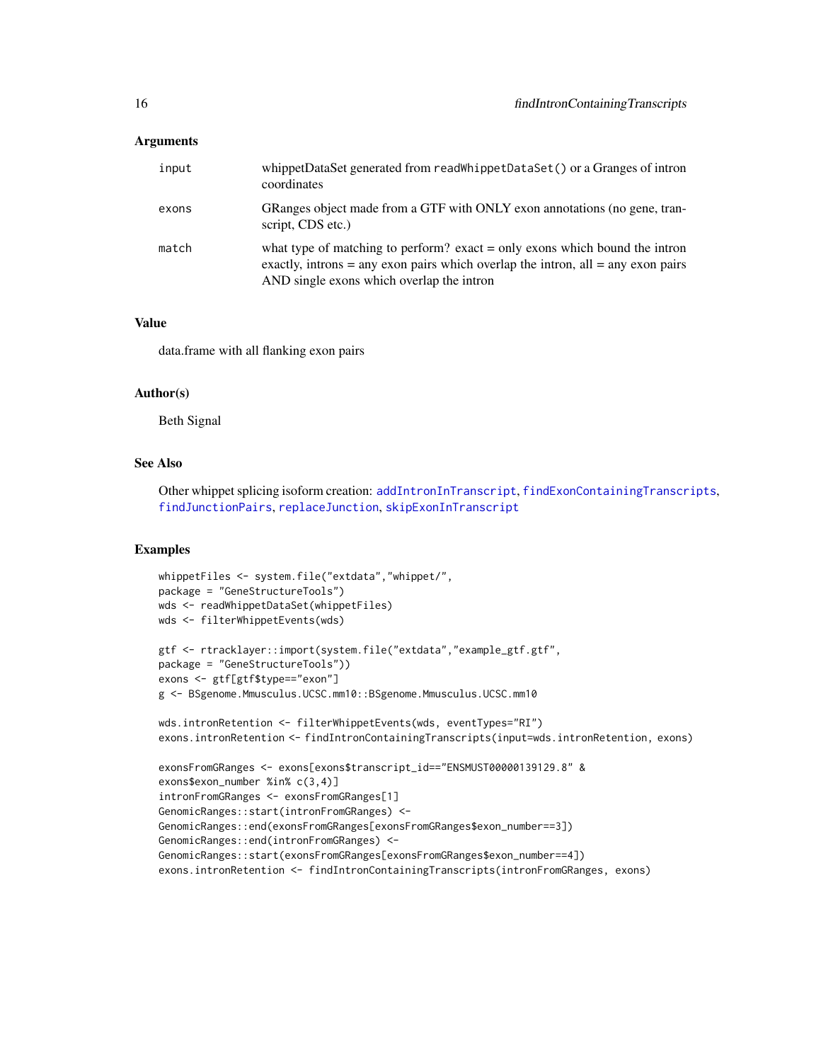## Arguments

| | |
|---|---|
| input | whippetDataSet generated from `readWhippetDataSet()` or a Granges of intron coordinates |
| exons | GRanges object made from a GTF with ONLY exon annotations (no gene, transcript, CDS etc.) |
| match | what type of matching to perform? exact = only exons which bound the intron exactly, introns = any exon pairs which overlap the intron, all = any exon pairs AND single exons which overlap the intron |

## Value

data.frame with all flanking exon pairs

## Author(s)

Beth Signal

## See Also

Other whippet splicing isoform creation: addIntronInTranscript, findExonContainingTranscripts, findJunctionPairs, replaceJunction, skipExonInTranscript

## Examples

```
whippetFiles <- system.file("extdata","whippet/",
package = "GeneStructureTools")
wds <- readWhippetDataSet(whippetFiles)
wds <- filterWhippetEvents(wds)

gtf <- rtracklayer::import(system.file("extdata","example_gtf.gtf",
package = "GeneStructureTools"))
exons <- gtf[gtf$type=="exon"]
g <- BSgenome.Mmusculus.UCSC.mm10::BSgenome.Mmusculus.UCSC.mm10

wds.intronRetention <- filterWhippetEvents(wds, eventTypes="RI")
exons.intronRetention <- findIntronContainingTranscripts(input=wds.intronRetention, exons)

exonsFromGRanges <- exons[exons$transcript_id=="ENSMUST00000139129.8" &
exons$exon_number %in% c(3,4)]
intronFromGRanges <- exonsFromGRanges[1]
GenomicRanges::start(intronFromGRanges) <-
GenomicRanges::end(exonsFromGRanges[exonsFromGRanges$exon_number==3])
GenomicRanges::end(intronFromGRanges) <-
GenomicRanges::start(exonsFromGRanges[exonsFromGRanges$exon_number==4])
exons.intronRetention <- findIntronContainingTranscripts(intronFromGRanges, exons)
```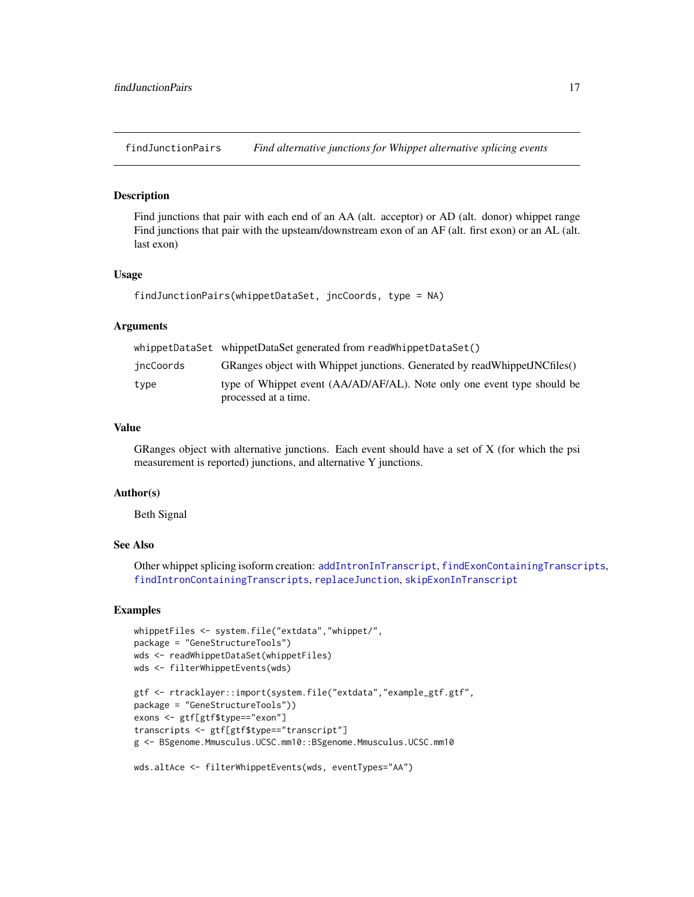findJunctionPairs *Find alternative junctions for Whippet alternative splicing events*

## Description

Find junctions that pair with each end of an AA (alt. acceptor) or AD (alt. donor) whippet range Find junctions that pair with the upsteam/downstream exon of an AF (alt. first exon) or an AL (alt. last exon)

## Usage

```
findJunctionPairs(whippetDataSet, jncCoords, type = NA)
```

## Arguments

| | |
|---|---|
| whippetDataSet | whippetDataSet generated from readWhippetDataSet() |
| jncCoords | GRanges object with Whippet junctions. Generated by readWhippetJNCfiles() |
| type | type of Whippet event (AA/AD/AF/AL). Note only one event type should be processed at a time. |

## Value

GRanges object with alternative junctions. Each event should have a set of X (for which the psi measurement is reported) junctions, and alternative Y junctions.

## Author(s)

Beth Signal

## See Also

Other whippet splicing isoform creation: addIntronInTranscript, findExonContainingTranscripts, findIntronContainingTranscripts, replaceJunction, skipExonInTranscript

## Examples

```
whippetFiles <- system.file("extdata","whippet/",
package = "GeneStructureTools")
wds <- readWhippetDataSet(whippetFiles)
wds <- filterWhippetEvents(wds)

gtf <- rtracklayer::import(system.file("extdata","example_gtf.gtf",
package = "GeneStructureTools"))
exons <- gtf[gtf$type=="exon"]
transcripts <- gtf[gtf$type=="transcript"]
g <- BSgenome.Mmusculus.UCSC.mm10::BSgenome.Mmusculus.UCSC.mm10

wds.altAce <- filterWhippetEvents(wds, eventTypes="AA")
```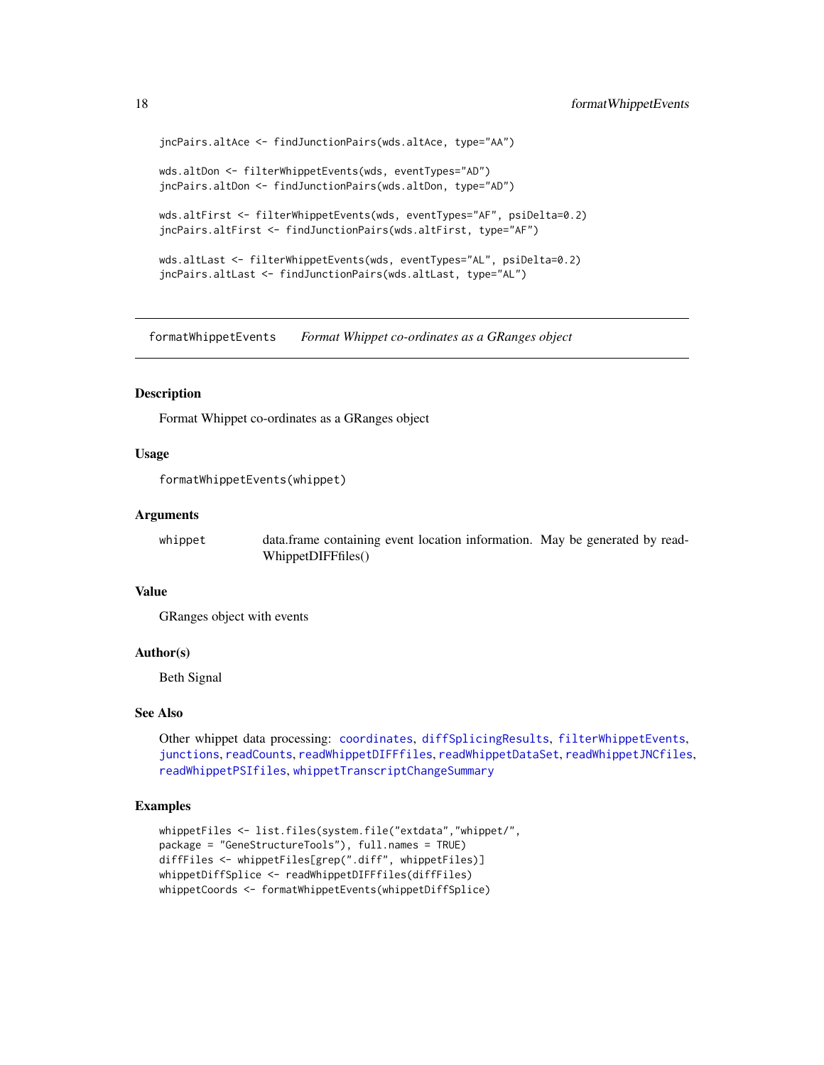```
jncPairs.altAce <- findJunctionPairs(wds.altAce, type="AA")

wds.altDon <- filterWhippetEvents(wds, eventTypes="AD")
jncPairs.altDon <- findJunctionPairs(wds.altDon, type="AD")

wds.altFirst <- filterWhippetEvents(wds, eventTypes="AF", psiDelta=0.2)
jncPairs.altFirst <- findJunctionPairs(wds.altFirst, type="AF")

wds.altLast <- filterWhippetEvents(wds, eventTypes="AL", psiDelta=0.2)
jncPairs.altLast <- findJunctionPairs(wds.altLast, type="AL")
```

---

## formatWhippetEvents — *Format Whippet co-ordinates as a GRanges object*

---

### Description

Format Whippet co-ordinates as a GRanges object

### Usage

```
formatWhippetEvents(whippet)
```

### Arguments

| | |
|---|---|
| whippet | data.frame containing event location information. May be generated by readWhippetDIFFfiles() |

### Value

GRanges object with events

### Author(s)

Beth Signal

### See Also

Other whippet data processing: coordinates, diffSplicingResults, filterWhippetEvents, junctions, readCounts, readWhippetDIFFfiles, readWhippetDataSet, readWhippetJNCfiles, readWhippetPSIfiles, whippetTranscriptChangeSummary

### Examples

```
whippetFiles <- list.files(system.file("extdata","whippet/",
package = "GeneStructureTools"), full.names = TRUE)
diffFiles <- whippetFiles[grep(".diff", whippetFiles)]
whippetDiffSplice <- readWhippetDIFFfiles(diffFiles)
whippetCoords <- formatWhippetEvents(whippetDiffSplice)
```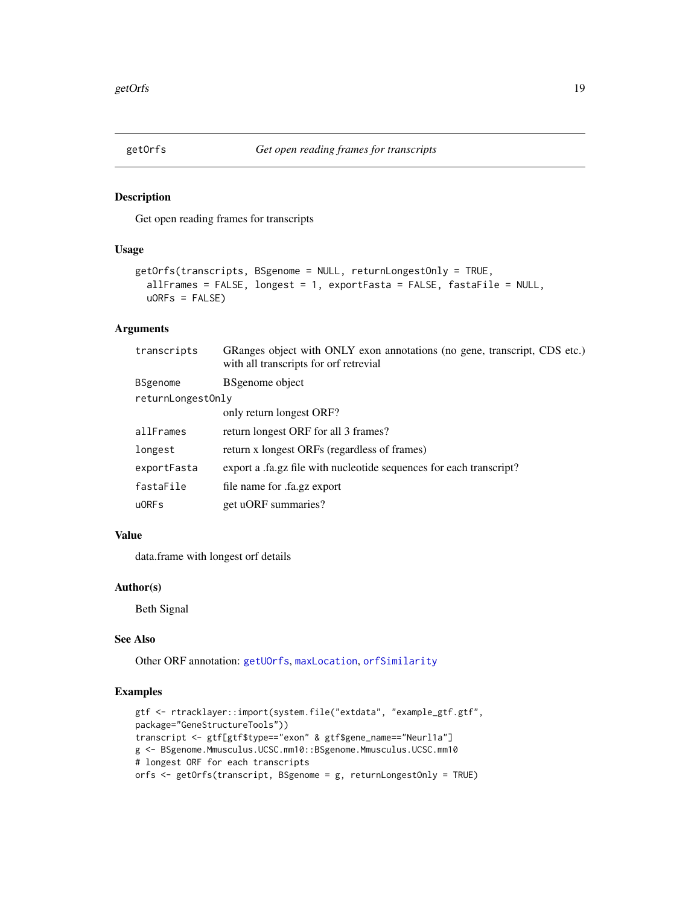## getOrfs *Get open reading frames for transcripts*

### Description

Get open reading frames for transcripts

### Usage

```
getOrfs(transcripts, BSgenome = NULL, returnLongestOnly = TRUE,
  allFrames = FALSE, longest = 1, exportFasta = FALSE, fastaFile = NULL,
  uORFs = FALSE)
```

### Arguments

| | |
|---|---|
| `transcripts` | GRanges object with ONLY exon annotations (no gene, transcript, CDS etc.) with all transcripts for orf retrevial |
| `BSgenome` | BSgenome object |
| `returnLongestOnly` | only return longest ORF? |
| `allFrames` | return longest ORF for all 3 frames? |
| `longest` | return x longest ORFs (regardless of frames) |
| `exportFasta` | export a .fa.gz file with nucleotide sequences for each transcript? |
| `fastaFile` | file name for .fa.gz export |
| `uORFs` | get uORF summaries? |

### Value

data.frame with longest orf details

### Author(s)

Beth Signal

### See Also

Other ORF annotation: `getUOrfs`, `maxLocation`, `orfSimilarity`

### Examples

```
gtf <- rtracklayer::import(system.file("extdata", "example_gtf.gtf",
package="GeneStructureTools"))
transcript <- gtf[gtf$type=="exon" & gtf$gene_name=="Neurl1a"]
g <- BSgenome.Mmusculus.UCSC.mm10::BSgenome.Mmusculus.UCSC.mm10
# longest ORF for each transcripts
orfs <- getOrfs(transcript, BSgenome = g, returnLongestOnly = TRUE)
```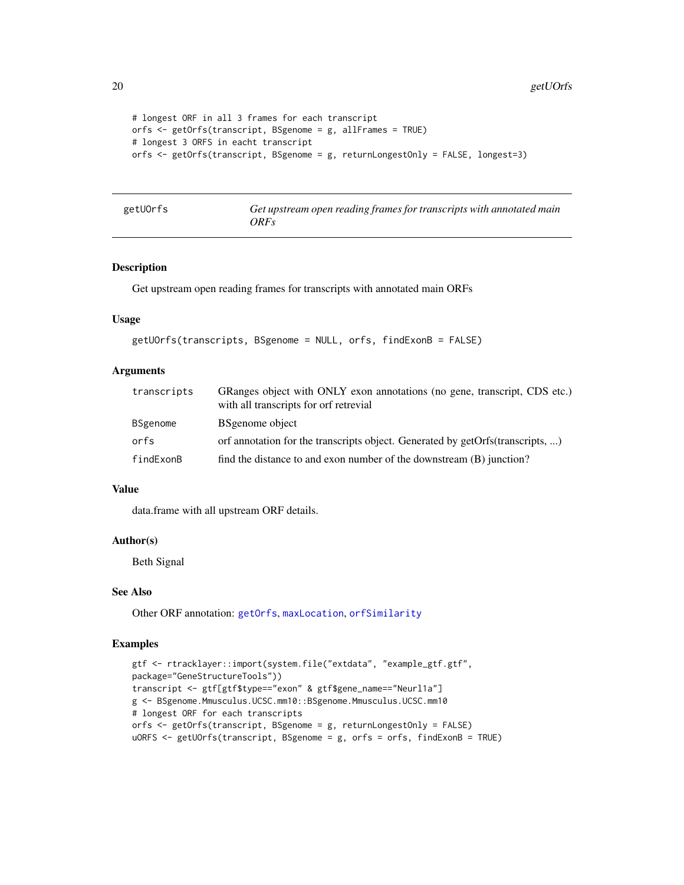```
# longest ORF in all 3 frames for each transcript
orfs <- getOrfs(transcript, BSgenome = g, allFrames = TRUE)
# longest 3 ORFS in eacht transcript
orfs <- getOrfs(transcript, BSgenome = g, returnLongestOnly = FALSE, longest=3)
```

---

## getUOrfs — *Get upstream open reading frames for transcripts with annotated main ORFs*

---

### Description

Get upstream open reading frames for transcripts with annotated main ORFs

### Usage

```
getUOrfs(transcripts, BSgenome = NULL, orfs, findExonB = FALSE)
```

### Arguments

| | |
|---|---|
| `transcripts` | GRanges object with ONLY exon annotations (no gene, transcript, CDS etc.) with all transcripts for orf retrevial |
| `BSgenome` | BSgenome object |
| `orfs` | orf annotation for the transcripts object. Generated by getOrfs(transcripts, ...) |
| `findExonB` | find the distance to and exon number of the downstream (B) junction? |

### Value

data.frame with all upstream ORF details.

### Author(s)

Beth Signal

### See Also

Other ORF annotation: `getOrfs`, `maxLocation`, `orfSimilarity`

### Examples

```
gtf <- rtracklayer::import(system.file("extdata", "example_gtf.gtf",
package="GeneStructureTools"))
transcript <- gtf[gtf$type=="exon" & gtf$gene_name=="Neurl1a"]
g <- BSgenome.Mmusculus.UCSC.mm10::BSgenome.Mmusculus.UCSC.mm10
# longest ORF for each transcripts
orfs <- getOrfs(transcript, BSgenome = g, returnLongestOnly = FALSE)
uORFS <- getUOrfs(transcript, BSgenome = g, orfs = orfs, findExonB = TRUE)
```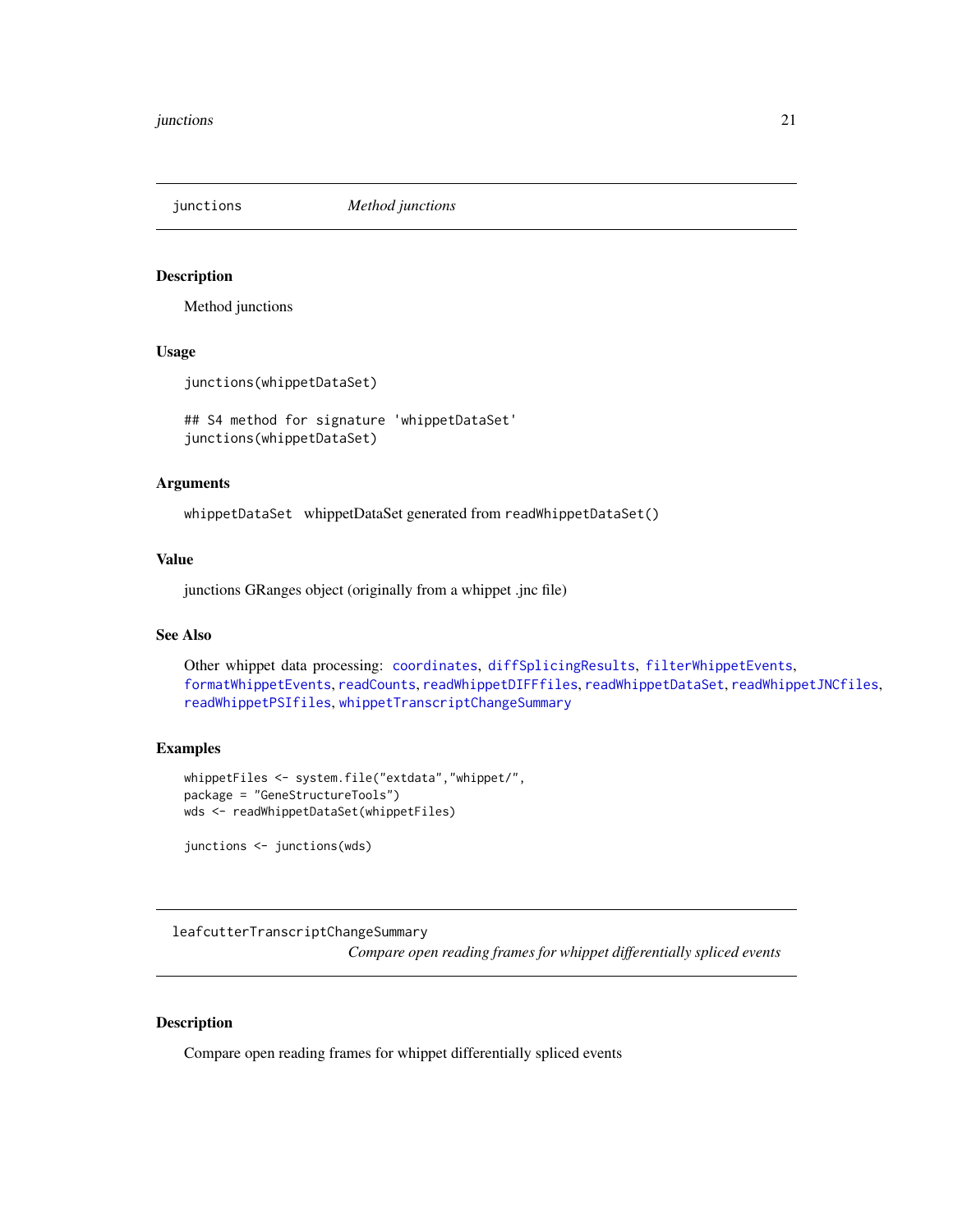## junctions *Method junctions*

### Description

Method junctions

### Usage

```
junctions(whippetDataSet)

## S4 method for signature 'whippetDataSet'
junctions(whippetDataSet)
```

### Arguments

`whippetDataSet` whippetDataSet generated from `readWhippetDataSet()`

### Value

junctions GRanges object (originally from a whippet .jnc file)

### See Also

Other whippet data processing: `coordinates`, `diffSplicingResults`, `filterWhippetEvents`, `formatWhippetEvents`, `readCounts`, `readWhippetDIFFfiles`, `readWhippetDataSet`, `readWhippetJNCfiles`, `readWhippetPSIfiles`, `whippetTranscriptChangeSummary`

### Examples

```
whippetFiles <- system.file("extdata","whippet/",
package = "GeneStructureTools")
wds <- readWhippetDataSet(whippetFiles)

junctions <- junctions(wds)
```

## leafcutterTranscriptChangeSummary *Compare open reading frames for whippet differentially spliced events*

### Description

Compare open reading frames for whippet differentially spliced events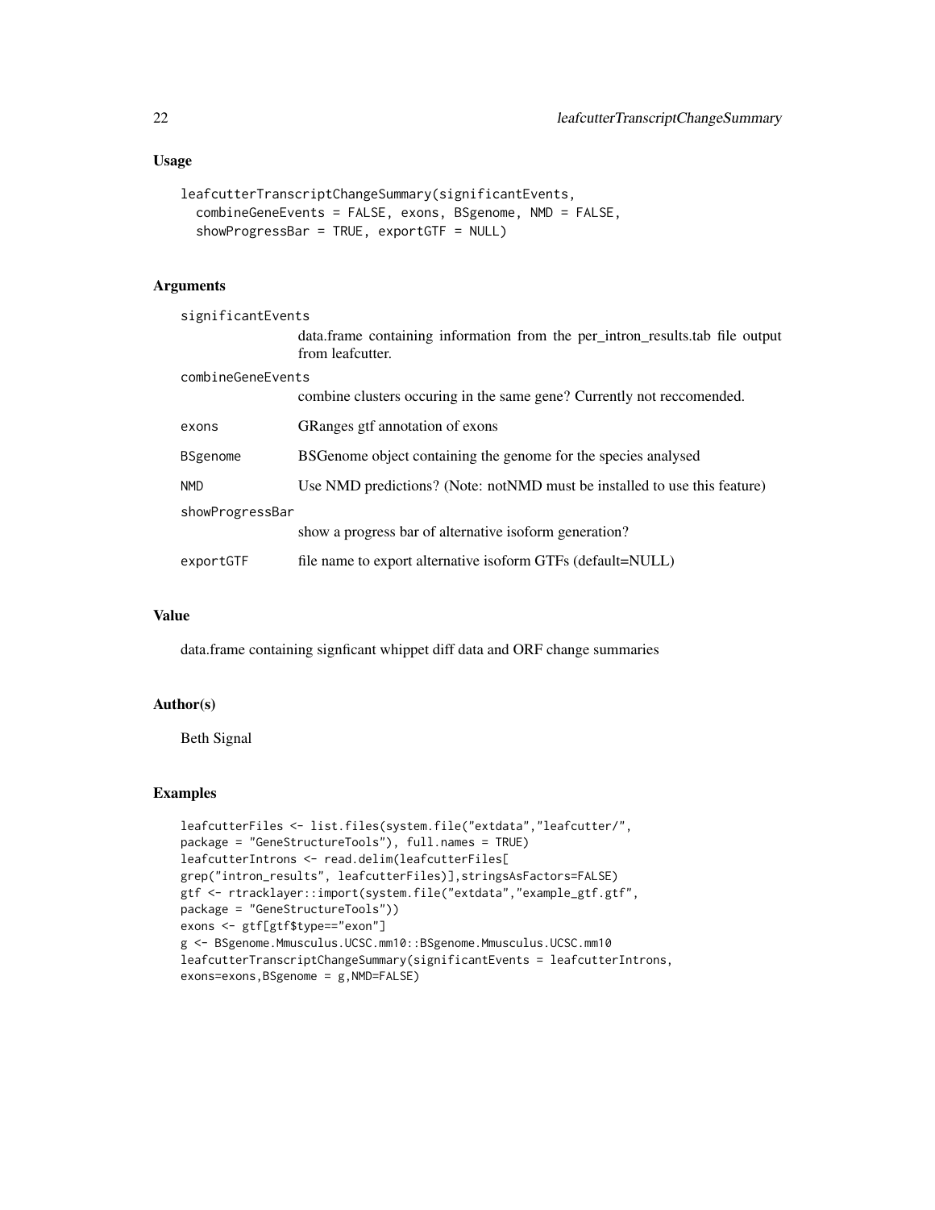## Usage

```
leafcutterTranscriptChangeSummary(significantEvents,
  combineGeneEvents = FALSE, exons, BSgenome, NMD = FALSE,
  showProgressBar = TRUE, exportGTF = NULL)
```

## Arguments

| | |
|---|---|
| `significantEvents` | data.frame containing information from the per_intron_results.tab file output from leafcutter. |
| `combineGeneEvents` | combine clusters occuring in the same gene? Currently not reccomended. |
| `exons` | GRanges gtf annotation of exons |
| `BSgenome` | BSGenome object containing the genome for the species analysed |
| `NMD` | Use NMD predictions? (Note: notNMD must be installed to use this feature) |
| `showProgressBar` | show a progress bar of alternative isoform generation? |
| `exportGTF` | file name to export alternative isoform GTFs (default=NULL) |

## Value

data.frame containing signficant whippet diff data and ORF change summaries

## Author(s)

Beth Signal

## Examples

```
leafcutterFiles <- list.files(system.file("extdata","leafcutter/",
package = "GeneStructureTools"), full.names = TRUE)
leafcutterIntrons <- read.delim(leafcutterFiles[
grep("intron_results", leafcutterFiles)],stringsAsFactors=FALSE)
gtf <- rtracklayer::import(system.file("extdata","example_gtf.gtf",
package = "GeneStructureTools"))
exons <- gtf[gtf$type=="exon"]
g <- BSgenome.Mmusculus.UCSC.mm10::BSgenome.Mmusculus.UCSC.mm10
leafcutterTranscriptChangeSummary(significantEvents = leafcutterIntrons,
exons=exons,BSgenome = g,NMD=FALSE)
```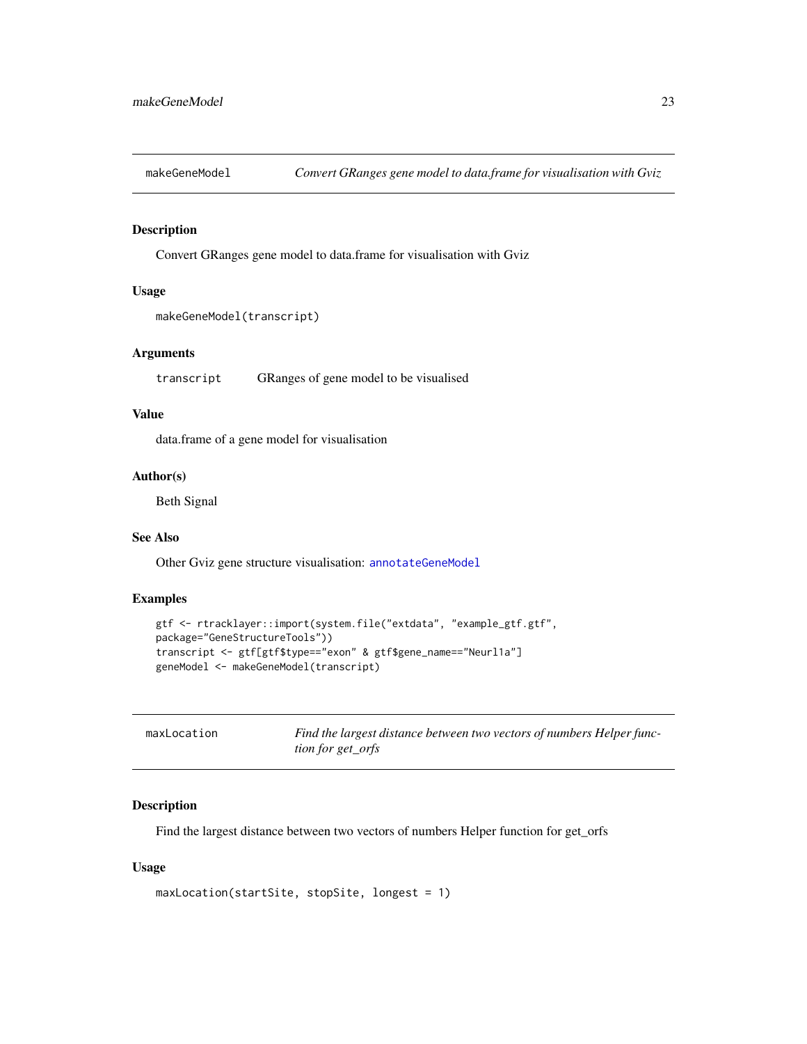## makeGeneModel — *Convert GRanges gene model to data.frame for visualisation with Gviz*

### Description

Convert GRanges gene model to data.frame for visualisation with Gviz

### Usage

```
makeGeneModel(transcript)
```

### Arguments

| | |
|---|---|
| transcript | GRanges of gene model to be visualised |

### Value

data.frame of a gene model for visualisation

### Author(s)

Beth Signal

### See Also

Other Gviz gene structure visualisation: annotateGeneModel

### Examples

```
gtf <- rtracklayer::import(system.file("extdata", "example_gtf.gtf",
package="GeneStructureTools"))
transcript <- gtf[gtf$type=="exon" & gtf$gene_name=="Neurl1a"]
geneModel <- makeGeneModel(transcript)
```

## maxLocation — *Find the largest distance between two vectors of numbers Helper function for get_orfs*

### Description

Find the largest distance between two vectors of numbers Helper function for get_orfs

### Usage

```
maxLocation(startSite, stopSite, longest = 1)
```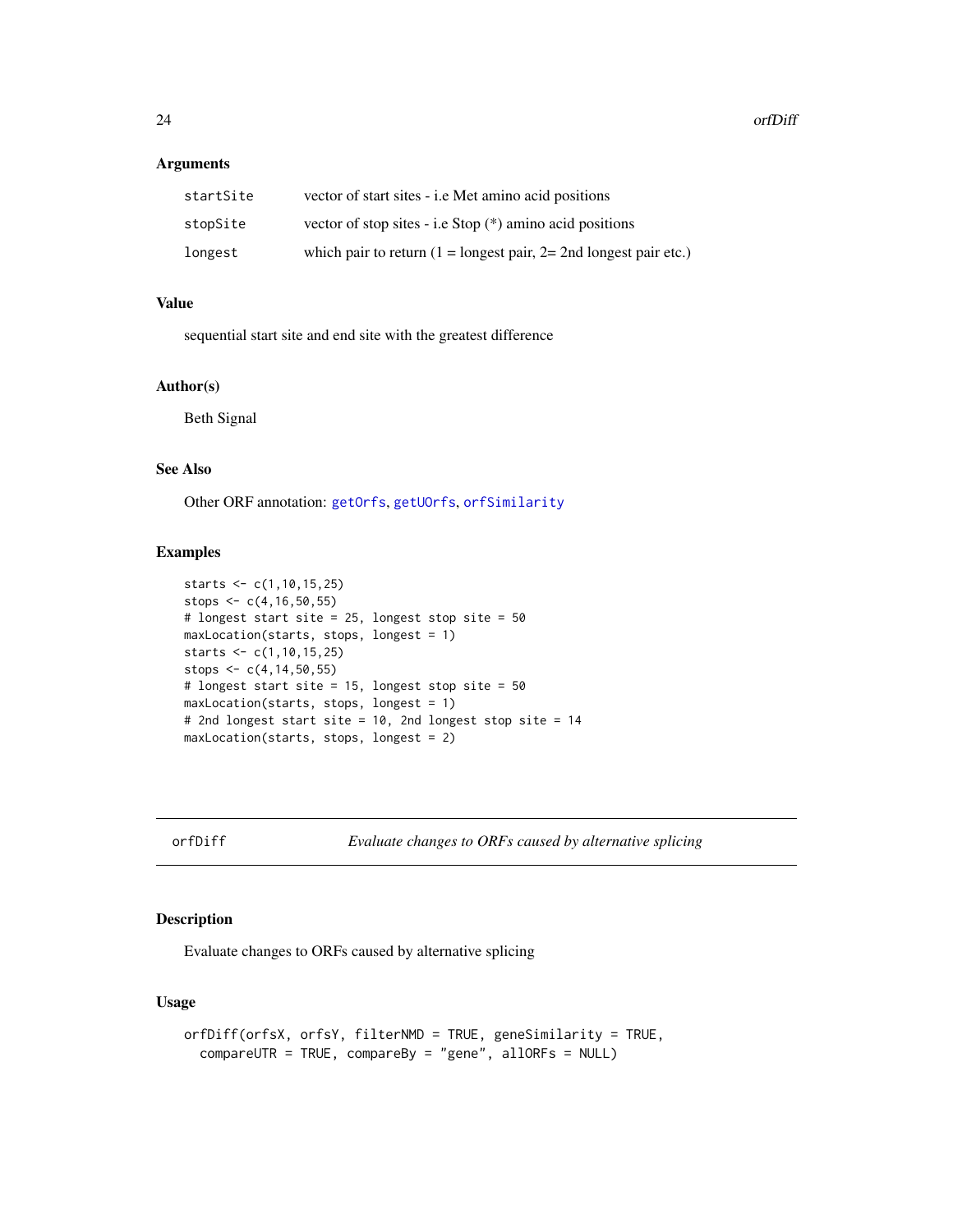### Arguments

| | |
|---|---|
| `startSite` | vector of start sites - i.e Met amino acid positions |
| `stopSite` | vector of stop sites - i.e Stop (*) amino acid positions |
| `longest` | which pair to return (1 = longest pair, 2= 2nd longest pair etc.) |

### Value

sequential start site and end site with the greatest difference

### Author(s)

Beth Signal

### See Also

Other ORF annotation: `getOrfs`, `getUOrfs`, `orfSimilarity`

### Examples

```
starts <- c(1,10,15,25)
stops <- c(4,16,50,55)
# longest start site = 25, longest stop site = 50
maxLocation(starts, stops, longest = 1)
starts <- c(1,10,15,25)
stops <- c(4,14,50,55)
# longest start site = 15, longest stop site = 50
maxLocation(starts, stops, longest = 1)
# 2nd longest start site = 10, 2nd longest stop site = 14
maxLocation(starts, stops, longest = 2)
```

---

## orfDiff — *Evaluate changes to ORFs caused by alternative splicing*

### Description

Evaluate changes to ORFs caused by alternative splicing

### Usage

```
orfDiff(orfsX, orfsY, filterNMD = TRUE, geneSimilarity = TRUE,
  compareUTR = TRUE, compareBy = "gene", allORFs = NULL)
```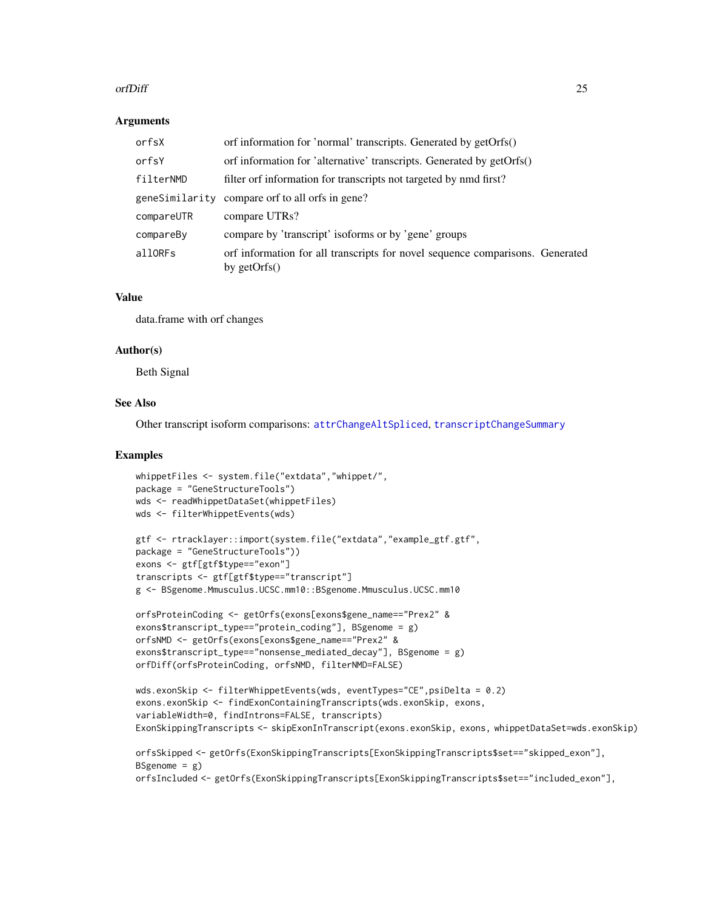### Arguments

| | |
|---|---|
| orfsX | orf information for 'normal' transcripts. Generated by getOrfs() |
| orfsY | orf information for 'alternative' transcripts. Generated by getOrfs() |
| filterNMD | filter orf information for transcripts not targeted by nmd first? |
| geneSimilarity | compare orf to all orfs in gene? |
| compareUTR | compare UTRs? |
| compareBy | compare by 'transcript' isoforms or by 'gene' groups |
| allORFs | orf information for all transcripts for novel sequence comparisons. Generated by getOrfs() |

### Value

data.frame with orf changes

### Author(s)

Beth Signal

### See Also

Other transcript isoform comparisons: attrChangeAltSpliced, transcriptChangeSummary

### Examples

```
whippetFiles <- system.file("extdata","whippet/",
package = "GeneStructureTools")
wds <- readWhippetDataSet(whippetFiles)
wds <- filterWhippetEvents(wds)

gtf <- rtracklayer::import(system.file("extdata","example_gtf.gtf",
package = "GeneStructureTools"))
exons <- gtf[gtf$type=="exon"]
transcripts <- gtf[gtf$type=="transcript"]
g <- BSgenome.Mmusculus.UCSC.mm10::BSgenome.Mmusculus.UCSC.mm10

orfsProteinCoding <- getOrfs(exons[exons$gene_name=="Prex2" &
exons$transcript_type=="protein_coding"], BSgenome = g)
orfsNMD <- getOrfs(exons[exons$gene_name=="Prex2" &
exons$transcript_type=="nonsense_mediated_decay"], BSgenome = g)
orfDiff(orfsProteinCoding, orfsNMD, filterNMD=FALSE)

wds.exonSkip <- filterWhippetEvents(wds, eventTypes="CE",psiDelta = 0.2)
exons.exonSkip <- findExonContainingTranscripts(wds.exonSkip, exons,
variableWidth=0, findIntrons=FALSE, transcripts)
ExonSkippingTranscripts <- skipExonInTranscript(exons.exonSkip, exons, whippetDataSet=wds.exonSkip)

orfsSkipped <- getOrfs(ExonSkippingTranscripts[ExonSkippingTranscripts$set=="skipped_exon"],
BSgenome = g)
orfsIncluded <- getOrfs(ExonSkippingTranscripts[ExonSkippingTranscripts$set=="included_exon"],
```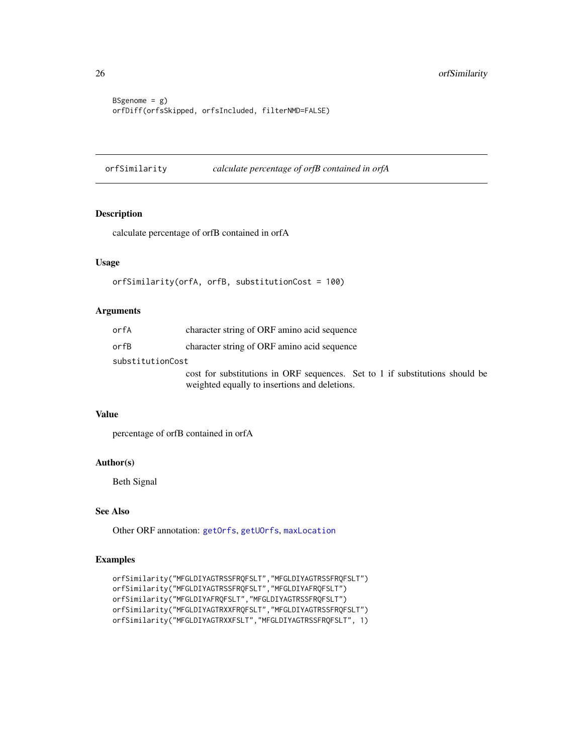```
BSgenome = g)
orfDiff(orfsSkipped, orfsIncluded, filterNMD=FALSE)
```

---

## orfSimilarity *calculate percentage of orfB contained in orfA*

### Description

calculate percentage of orfB contained in orfA

### Usage

```
orfSimilarity(orfA, orfB, substitutionCost = 100)
```

### Arguments

| | |
|---|---|
| orfA | character string of ORF amino acid sequence |
| orfB | character string of ORF amino acid sequence |
| substitutionCost | cost for substitutions in ORF sequences. Set to 1 if substitutions should be weighted equally to insertions and deletions. |

### Value

percentage of orfB contained in orfA

### Author(s)

Beth Signal

### See Also

Other ORF annotation: getOrfs, getUOrfs, maxLocation

### Examples

```
orfSimilarity("MFGLDIYAGTRSSFRQFSLT","MFGLDIYAGTRSSFRQFSLT")
orfSimilarity("MFGLDIYAGTRSSFRQFSLT","MFGLDIYAFRQFSLT")
orfSimilarity("MFGLDIYAFRQFSLT","MFGLDIYAGTRSSFRQFSLT")
orfSimilarity("MFGLDIYAGTRXXFRQFSLT","MFGLDIYAGTRSSFRQFSLT")
orfSimilarity("MFGLDIYAGTRXXFSLT","MFGLDIYAGTRSSFRQFSLT", 1)
```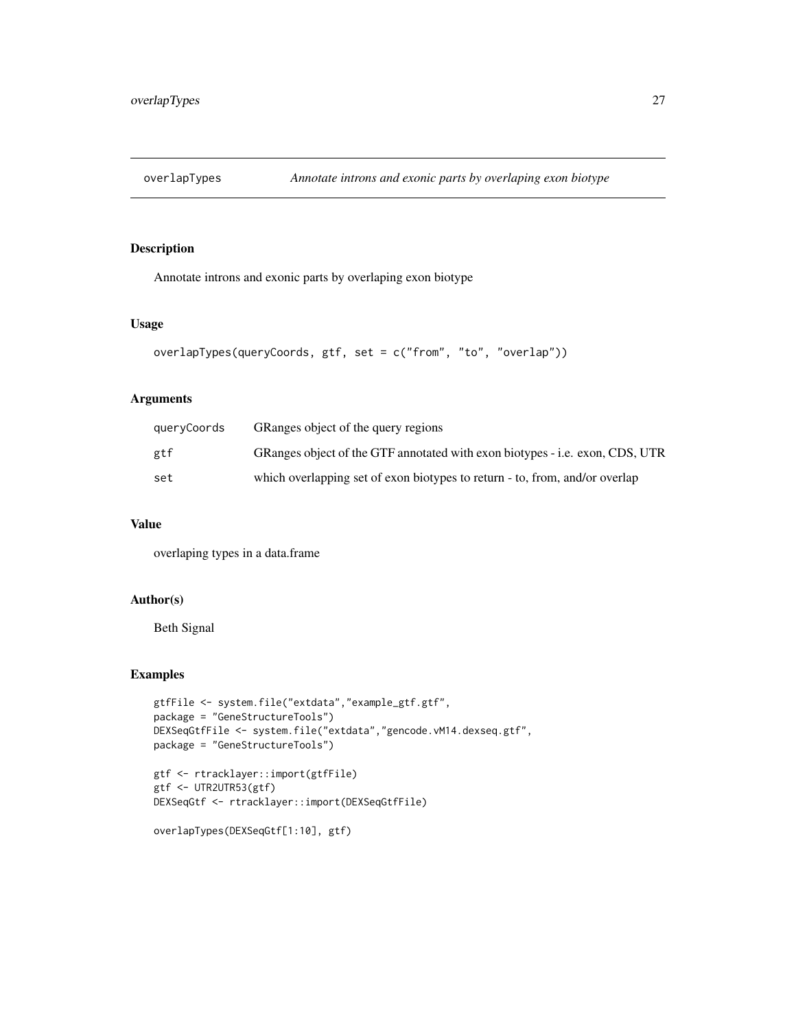# overlapTypes — *Annotate introns and exonic parts by overlaping exon biotype*

## Description

Annotate introns and exonic parts by overlaping exon biotype

## Usage

```
overlapTypes(queryCoords, gtf, set = c("from", "to", "overlap"))
```

## Arguments

| | |
|---|---|
| queryCoords | GRanges object of the query regions |
| gtf | GRanges object of the GTF annotated with exon biotypes - i.e. exon, CDS, UTR |
| set | which overlapping set of exon biotypes to return - to, from, and/or overlap |

## Value

overlaping types in a data.frame

## Author(s)

Beth Signal

## Examples

```
gtfFile <- system.file("extdata","example_gtf.gtf",
package = "GeneStructureTools")
DEXSeqGtfFile <- system.file("extdata","gencode.vM14.dexseq.gtf",
package = "GeneStructureTools")

gtf <- rtracklayer::import(gtfFile)
gtf <- UTR2UTR53(gtf)
DEXSeqGtf <- rtracklayer::import(DEXSeqGtfFile)

overlapTypes(DEXSeqGtf[1:10], gtf)
```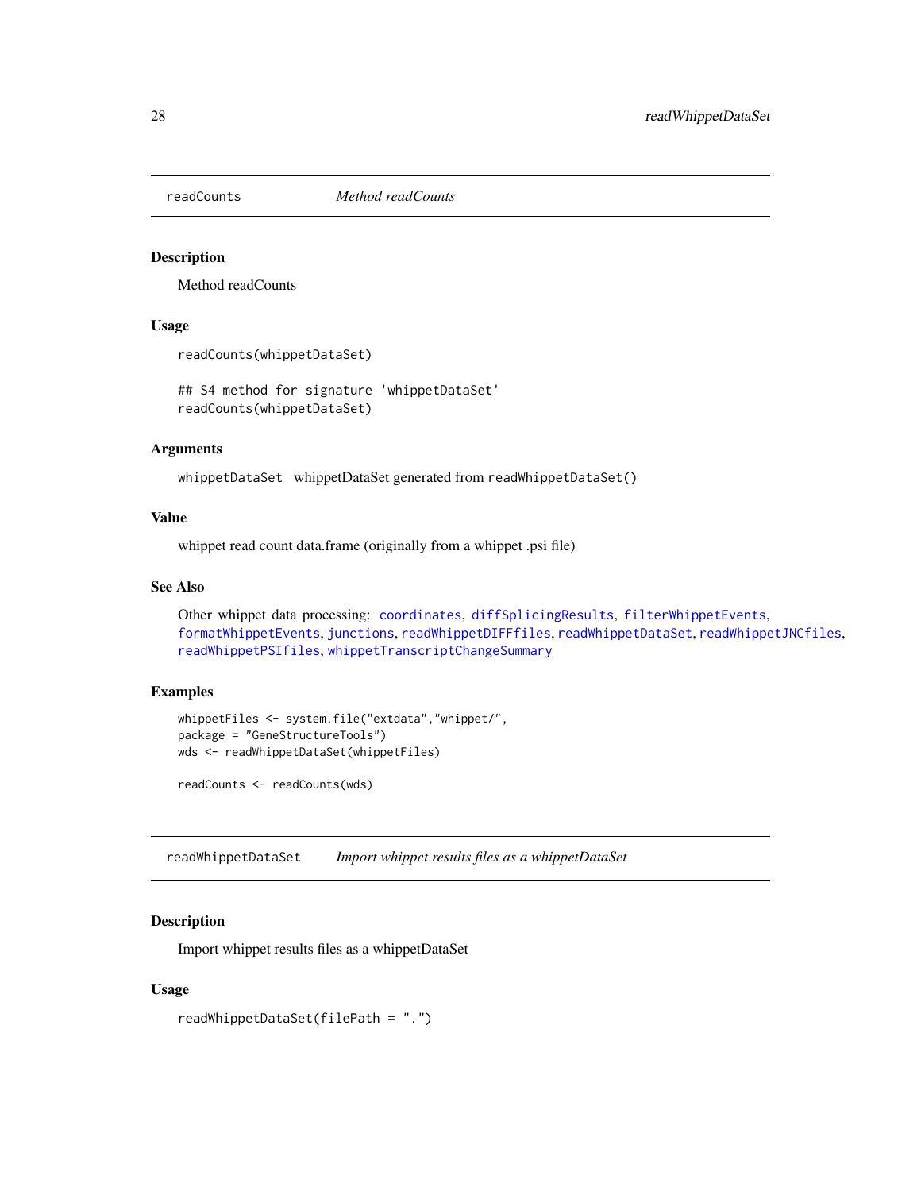## readCounts — *Method readCounts*

### Description

Method readCounts

### Usage

```
readCounts(whippetDataSet)

## S4 method for signature 'whippetDataSet'
readCounts(whippetDataSet)
```

### Arguments

| | |
|---|---|
| whippetDataSet | whippetDataSet generated from `readWhippetDataSet()` |

### Value

whippet read count data.frame (originally from a whippet .psi file)

### See Also

Other whippet data processing: `coordinates`, `diffSplicingResults`, `filterWhippetEvents`, `formatWhippetEvents`, `junctions`, `readWhippetDIFFfiles`, `readWhippetDataSet`, `readWhippetJNCfiles`, `readWhippetPSIfiles`, `whippetTranscriptChangeSummary`

### Examples

```
whippetFiles <- system.file("extdata","whippet/",
package = "GeneStructureTools")
wds <- readWhippetDataSet(whippetFiles)

readCounts <- readCounts(wds)
```

## readWhippetDataSet — *Import whippet results files as a whippetDataSet*

### Description

Import whippet results files as a whippetDataSet

### Usage

```
readWhippetDataSet(filePath = ".")
```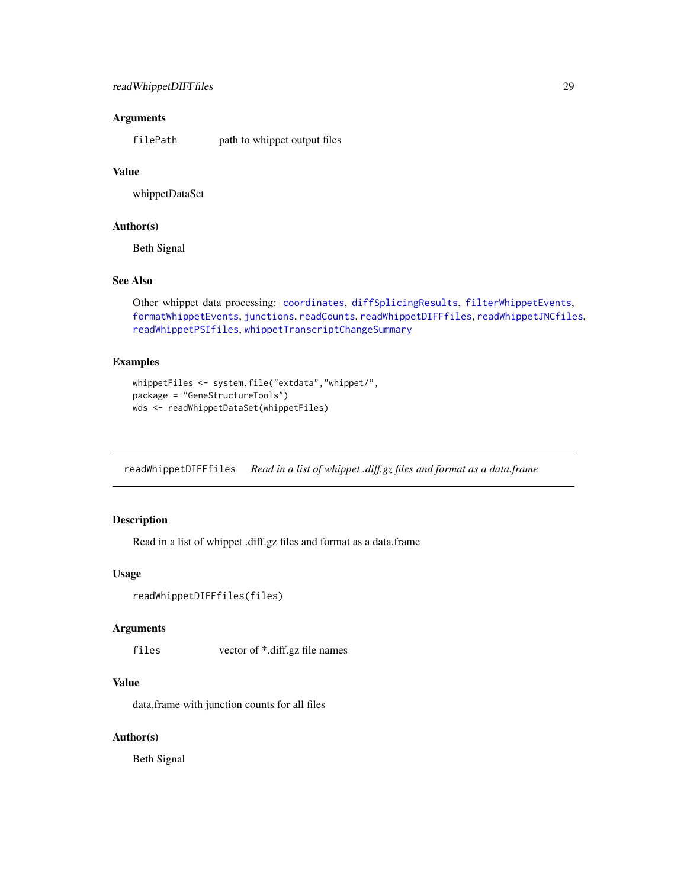### Arguments

filePath path to whippet output files

### Value

whippetDataSet

### Author(s)

Beth Signal

### See Also

Other whippet data processing: coordinates, diffSplicingResults, filterWhippetEvents, formatWhippetEvents, junctions, readCounts, readWhippetDIFFfiles, readWhippetJNCfiles, readWhippetPSIfiles, whippetTranscriptChangeSummary

### Examples

```
whippetFiles <- system.file("extdata","whippet/",
package = "GeneStructureTools")
wds <- readWhippetDataSet(whippetFiles)
```

---

## readWhippetDIFFfiles *Read in a list of whippet .diff.gz files and format as a data.frame*

---

### Description

Read in a list of whippet .diff.gz files and format as a data.frame

### Usage

```
readWhippetDIFFfiles(files)
```

### Arguments

files vector of *.diff.gz file names

### Value

data.frame with junction counts for all files

### Author(s)

Beth Signal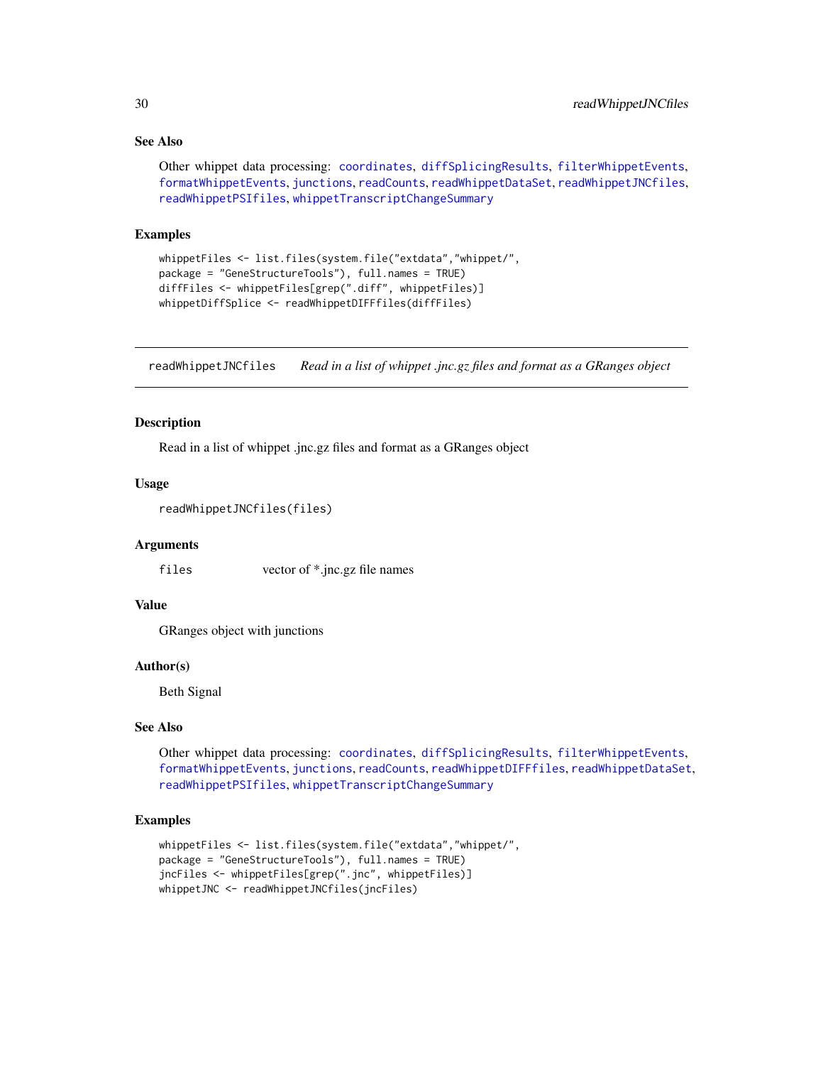### See Also

Other whippet data processing: coordinates, diffSplicingResults, filterWhippetEvents, formatWhippetEvents, junctions, readCounts, readWhippetDataSet, readWhippetJNCfiles, readWhippetPSIfiles, whippetTranscriptChangeSummary

### Examples

```
whippetFiles <- list.files(system.file("extdata","whippet/",
package = "GeneStructureTools"), full.names = TRUE)
diffFiles <- whippetFiles[grep(".diff", whippetFiles)]
whippetDiffSplice <- readWhippetDIFFfiles(diffFiles)
```

---

## readWhippetJNCfiles — *Read in a list of whippet .jnc.gz files and format as a GRanges object*

### Description

Read in a list of whippet .jnc.gz files and format as a GRanges object

### Usage

```
readWhippetJNCfiles(files)
```

### Arguments

| | |
|---|---|
| files | vector of *.jnc.gz file names |

### Value

GRanges object with junctions

### Author(s)

Beth Signal

### See Also

Other whippet data processing: coordinates, diffSplicingResults, filterWhippetEvents, formatWhippetEvents, junctions, readCounts, readWhippetDIFFfiles, readWhippetDataSet, readWhippetPSIfiles, whippetTranscriptChangeSummary

### Examples

```
whippetFiles <- list.files(system.file("extdata","whippet/",
package = "GeneStructureTools"), full.names = TRUE)
jncFiles <- whippetFiles[grep(".jnc", whippetFiles)]
whippetJNC <- readWhippetJNCfiles(jncFiles)
```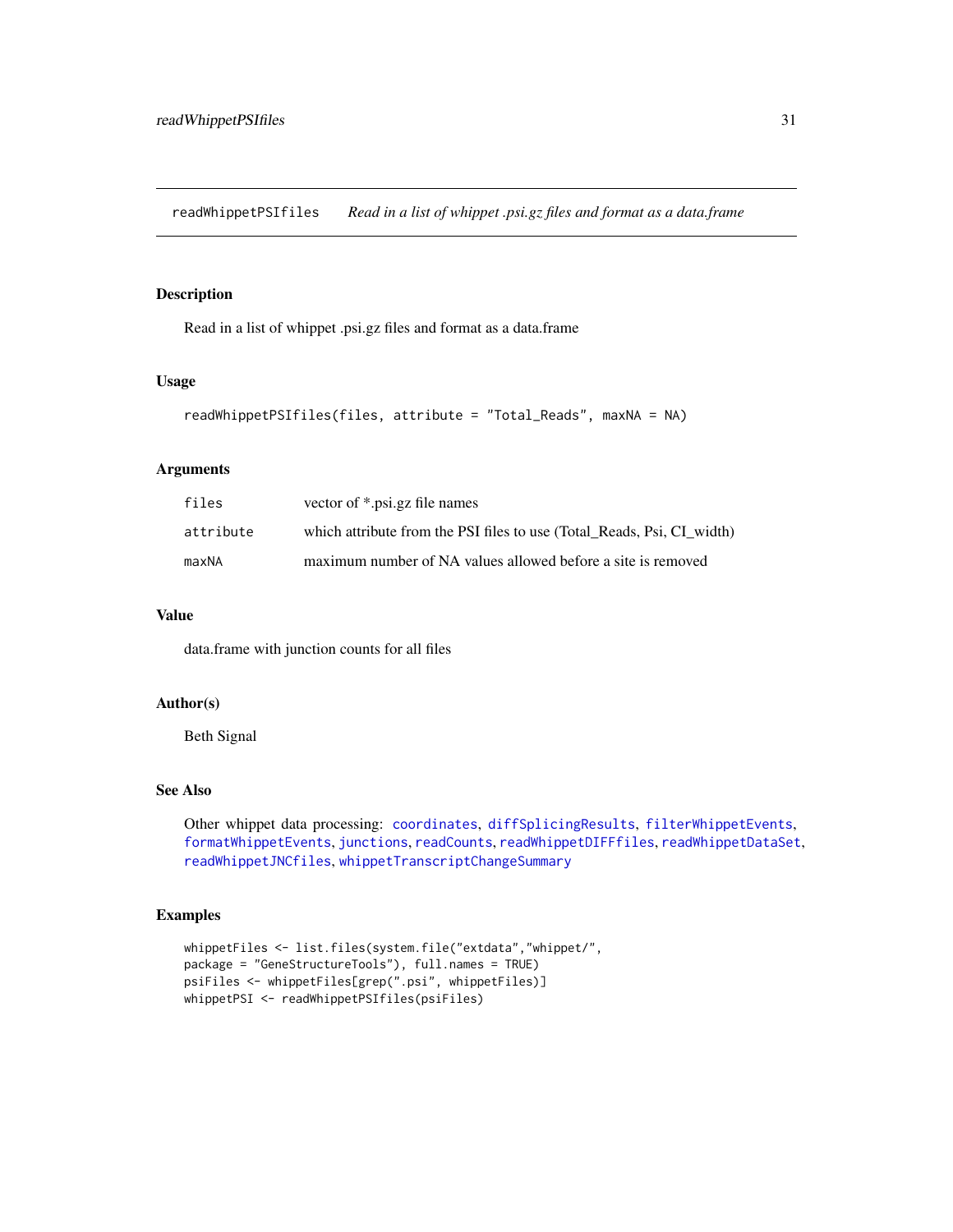# readWhippetPSIfiles — *Read in a list of whippet .psi.gz files and format as a data.frame*

## Description

Read in a list of whippet .psi.gz files and format as a data.frame

## Usage

```
readWhippetPSIfiles(files, attribute = "Total_Reads", maxNA = NA)
```

## Arguments

| | |
|---|---|
| `files` | vector of *.psi.gz file names |
| `attribute` | which attribute from the PSI files to use (Total_Reads, Psi, CI_width) |
| `maxNA` | maximum number of NA values allowed before a site is removed |

## Value

data.frame with junction counts for all files

## Author(s)

Beth Signal

## See Also

Other whippet data processing: `coordinates`, `diffSplicingResults`, `filterWhippetEvents`, `formatWhippetEvents`, `junctions`, `readCounts`, `readWhippetDIFFfiles`, `readWhippetDataSet`, `readWhippetJNCfiles`, `whippetTranscriptChangeSummary`

## Examples

```
whippetFiles <- list.files(system.file("extdata","whippet/",
package = "GeneStructureTools"), full.names = TRUE)
psiFiles <- whippetFiles[grep(".psi", whippetFiles)]
whippetPSI <- readWhippetPSIfiles(psiFiles)
```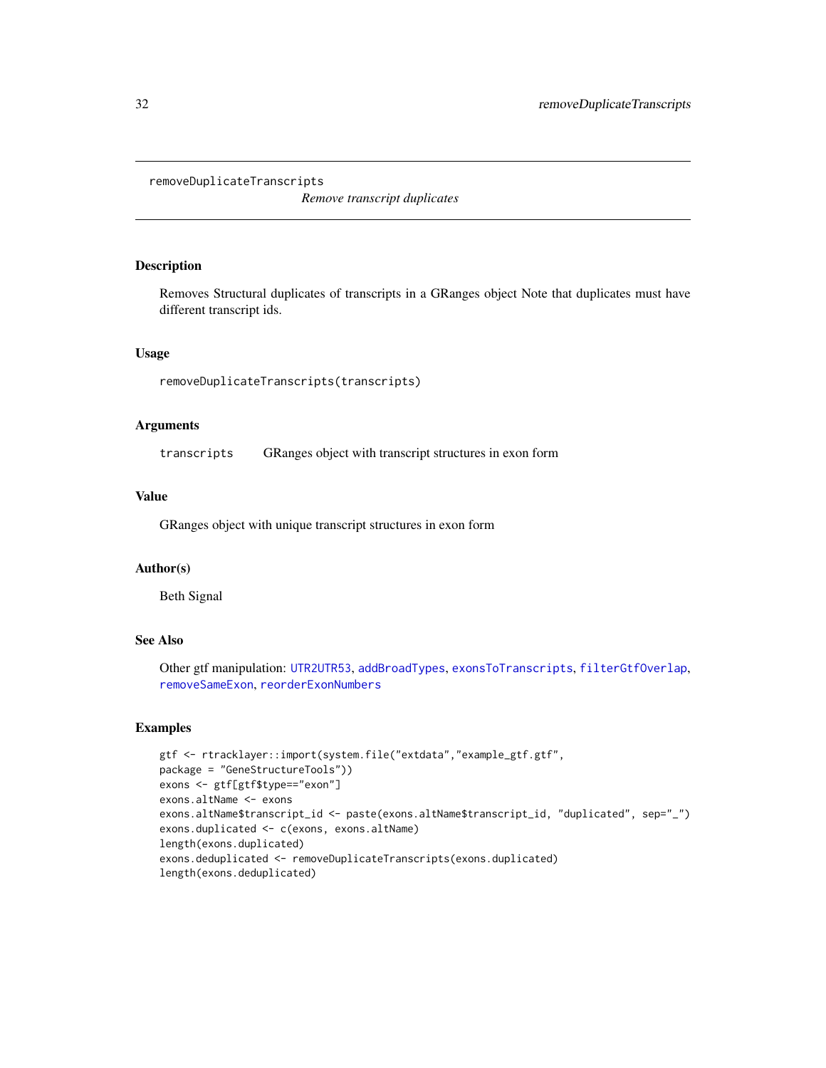`removeDuplicateTranscripts` *Remove transcript duplicates*

## Description

Removes Structural duplicates of transcripts in a GRanges object Note that duplicates must have different transcript ids.

## Usage

```
removeDuplicateTranscripts(transcripts)
```

## Arguments

| | |
|---|---|
| `transcripts` | GRanges object with transcript structures in exon form |

## Value

GRanges object with unique transcript structures in exon form

## Author(s)

Beth Signal

## See Also

Other gtf manipulation: `UTR2UTR53`, `addBroadTypes`, `exonsToTranscripts`, `filterGtfOverlap`, `removeSameExon`, `reorderExonNumbers`

## Examples

```
gtf <- rtracklayer::import(system.file("extdata","example_gtf.gtf",
package = "GeneStructureTools"))
exons <- gtf[gtf$type=="exon"]
exons.altName <- exons
exons.altName$transcript_id <- paste(exons.altName$transcript_id, "duplicated", sep="_")
exons.duplicated <- c(exons, exons.altName)
length(exons.duplicated)
exons.deduplicated <- removeDuplicateTranscripts(exons.duplicated)
length(exons.deduplicated)
```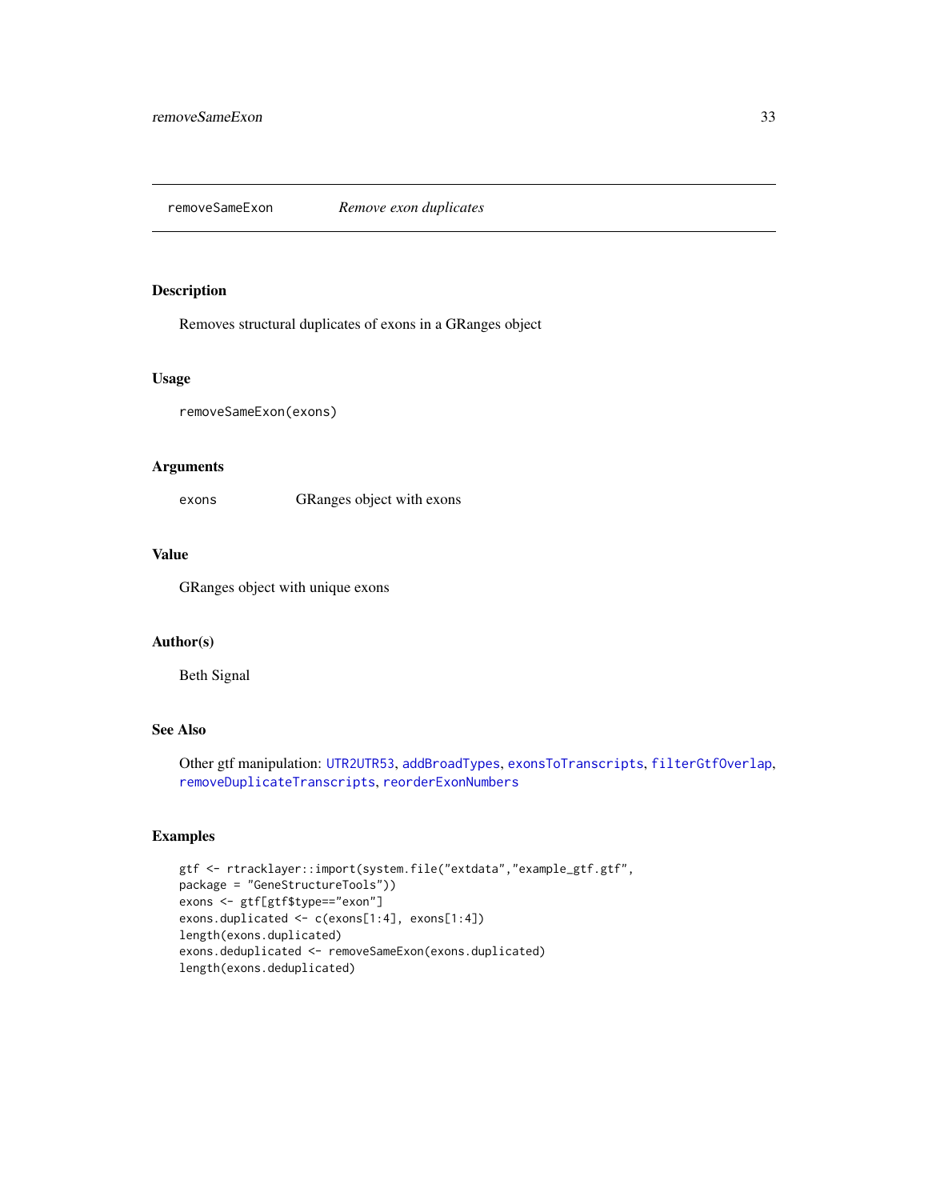# removeSameExon *Remove exon duplicates*

## Description

Removes structural duplicates of exons in a GRanges object

## Usage

```
removeSameExon(exons)
```

## Arguments

| | |
|---|---|
| `exons` | GRanges object with exons |

## Value

GRanges object with unique exons

## Author(s)

Beth Signal

## See Also

Other gtf manipulation: `UTR2UTR53`, `addBroadTypes`, `exonsToTranscripts`, `filterGtfOverlap`, `removeDuplicateTranscripts`, `reorderExonNumbers`

## Examples

```
gtf <- rtracklayer::import(system.file("extdata","example_gtf.gtf",
package = "GeneStructureTools"))
exons <- gtf[gtf$type=="exon"]
exons.duplicated <- c(exons[1:4], exons[1:4])
length(exons.duplicated)
exons.deduplicated <- removeSameExon(exons.duplicated)
length(exons.deduplicated)
```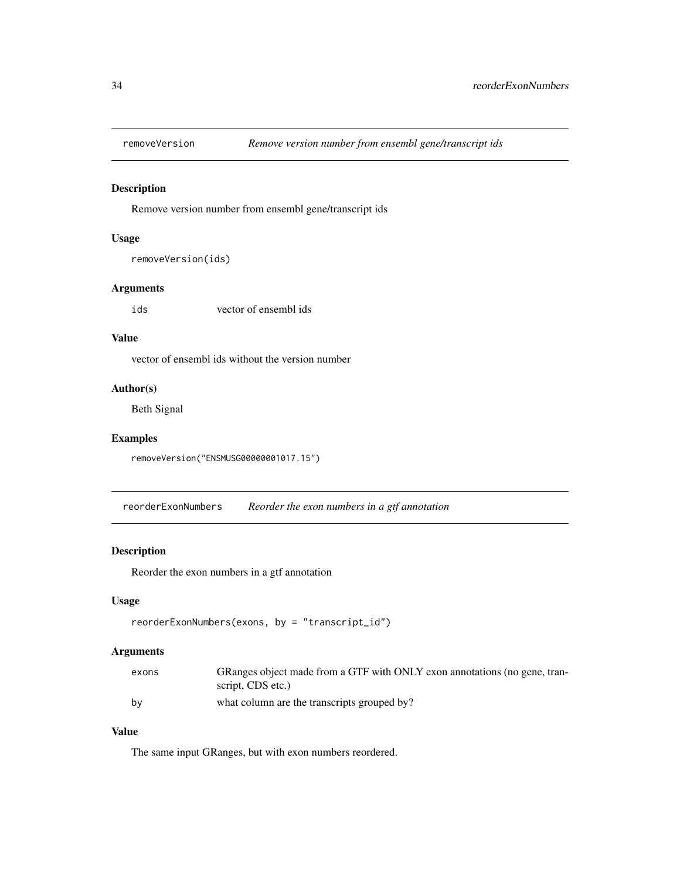## removeVersion *Remove version number from ensembl gene/transcript ids*

### Description

Remove version number from ensembl gene/transcript ids

### Usage

```
removeVersion(ids)
```

### Arguments

| | |
|---|---|
| ids | vector of ensembl ids |

### Value

vector of ensembl ids without the version number

### Author(s)

Beth Signal

### Examples

```
removeVersion("ENSMUSG00000001017.15")
```

## reorderExonNumbers *Reorder the exon numbers in a gtf annotation*

### Description

Reorder the exon numbers in a gtf annotation

### Usage

```
reorderExonNumbers(exons, by = "transcript_id")
```

### Arguments

| | |
|---|---|
| exons | GRanges object made from a GTF with ONLY exon annotations (no gene, transcript, CDS etc.) |
| by | what column are the transcripts grouped by? |

### Value

The same input GRanges, but with exon numbers reordered.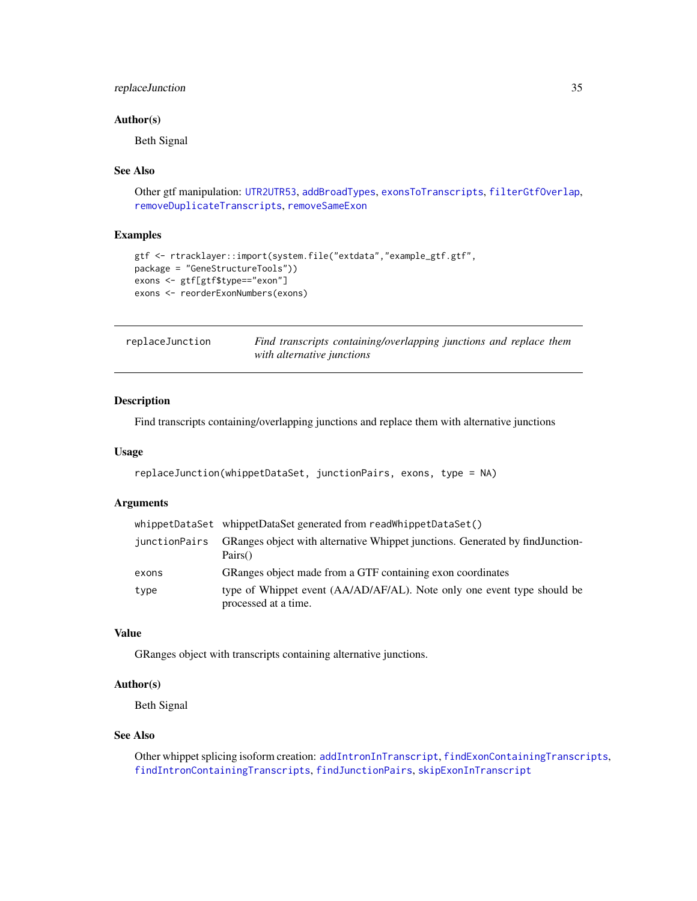### Author(s)

Beth Signal

### See Also

Other gtf manipulation: `UTR2UTR53`, `addBroadTypes`, `exonsToTranscripts`, `filterGtfOverlap`, `removeDuplicateTranscripts`, `removeSameExon`

### Examples

```
gtf <- rtracklayer::import(system.file("extdata","example_gtf.gtf",
package = "GeneStructureTools"))
exons <- gtf[gtf$type=="exon"]
exons <- reorderExonNumbers(exons)
```

---

## replaceJunction

*Find transcripts containing/overlapping junctions and replace them with alternative junctions*

---

### Description

Find transcripts containing/overlapping junctions and replace them with alternative junctions

### Usage

```
replaceJunction(whippetDataSet, junctionPairs, exons, type = NA)
```

### Arguments

| | |
|---|---|
| whippetDataSet | whippetDataSet generated from `readWhippetDataSet()` |
| junctionPairs | GRanges object with alternative Whippet junctions. Generated by findJunctionPairs() |
| exons | GRanges object made from a GTF containing exon coordinates |
| type | type of Whippet event (AA/AD/AF/AL). Note only one event type should be processed at a time. |

### Value

GRanges object with transcripts containing alternative junctions.

### Author(s)

Beth Signal

### See Also

Other whippet splicing isoform creation: `addIntronInTranscript`, `findExonContainingTranscripts`, `findIntronContainingTranscripts`, `findJunctionPairs`, `skipExonInTranscript`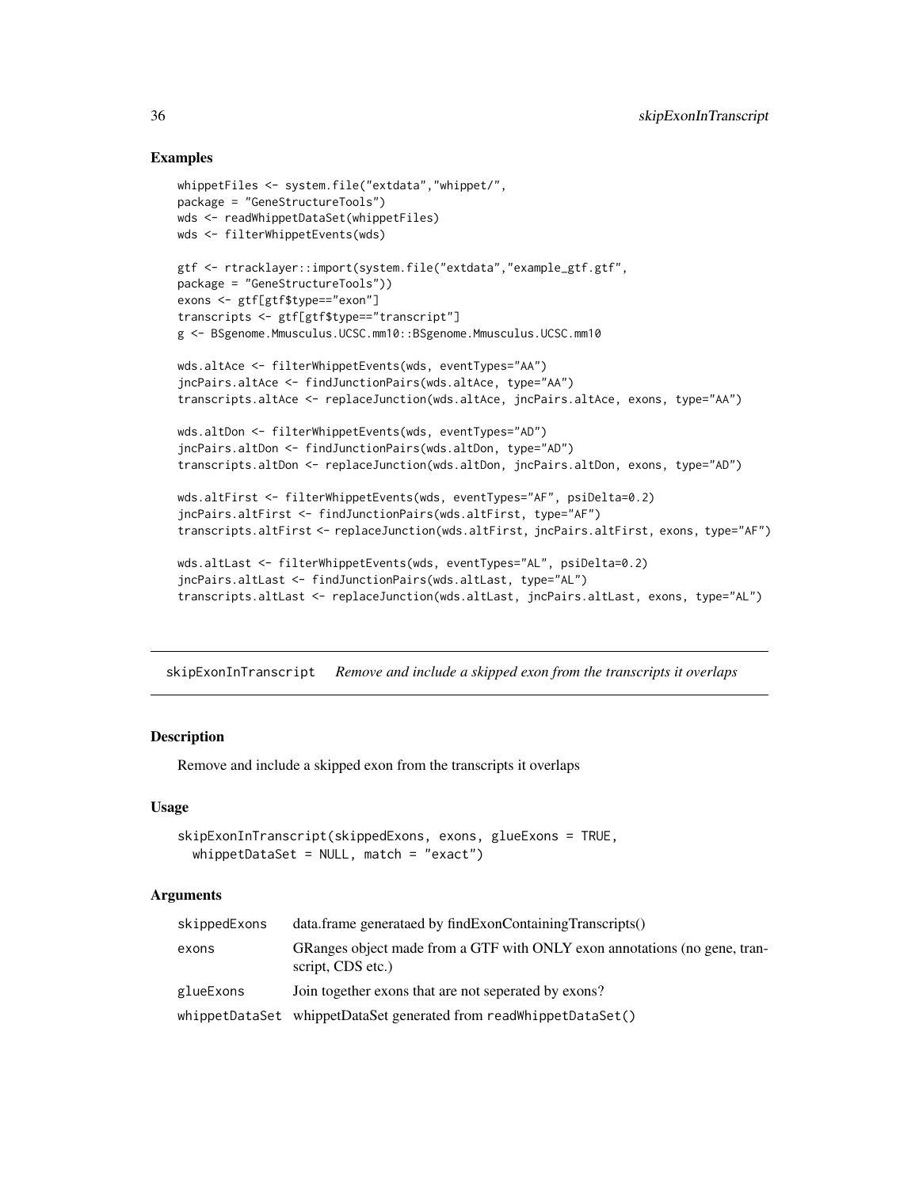## Examples

```
whippetFiles <- system.file("extdata","whippet/",
package = "GeneStructureTools")
wds <- readWhippetDataSet(whippetFiles)
wds <- filterWhippetEvents(wds)

gtf <- rtracklayer::import(system.file("extdata","example_gtf.gtf",
package = "GeneStructureTools"))
exons <- gtf[gtf$type=="exon"]
transcripts <- gtf[gtf$type=="transcript"]
g <- BSgenome.Mmusculus.UCSC.mm10::BSgenome.Mmusculus.UCSC.mm10

wds.altAce <- filterWhippetEvents(wds, eventTypes="AA")
jncPairs.altAce <- findJunctionPairs(wds.altAce, type="AA")
transcripts.altAce <- replaceJunction(wds.altAce, jncPairs.altAce, exons, type="AA")

wds.altDon <- filterWhippetEvents(wds, eventTypes="AD")
jncPairs.altDon <- findJunctionPairs(wds.altDon, type="AD")
transcripts.altDon <- replaceJunction(wds.altDon, jncPairs.altDon, exons, type="AD")

wds.altFirst <- filterWhippetEvents(wds, eventTypes="AF", psiDelta=0.2)
jncPairs.altFirst <- findJunctionPairs(wds.altFirst, type="AF")
transcripts.altFirst <- replaceJunction(wds.altFirst, jncPairs.altFirst, exons, type="AF")

wds.altLast <- filterWhippetEvents(wds, eventTypes="AL", psiDelta=0.2)
jncPairs.altLast <- findJunctionPairs(wds.altLast, type="AL")
transcripts.altLast <- replaceJunction(wds.altLast, jncPairs.altLast, exons, type="AL")
```

---

# skipExonInTranscript *Remove and include a skipped exon from the transcripts it overlaps*

## Description

Remove and include a skipped exon from the transcripts it overlaps

## Usage

```
skipExonInTranscript(skippedExons, exons, glueExons = TRUE,
  whippetDataSet = NULL, match = "exact")
```

## Arguments

| | |
|---|---|
| skippedExons | data.frame generataed by findExonContainingTranscripts() |
| exons | GRanges object made from a GTF with ONLY exon annotations (no gene, transcript, CDS etc.) |
| glueExons | Join together exons that are not seperated by exons? |
| whippetDataSet | whippetDataSet generated from readWhippetDataSet() |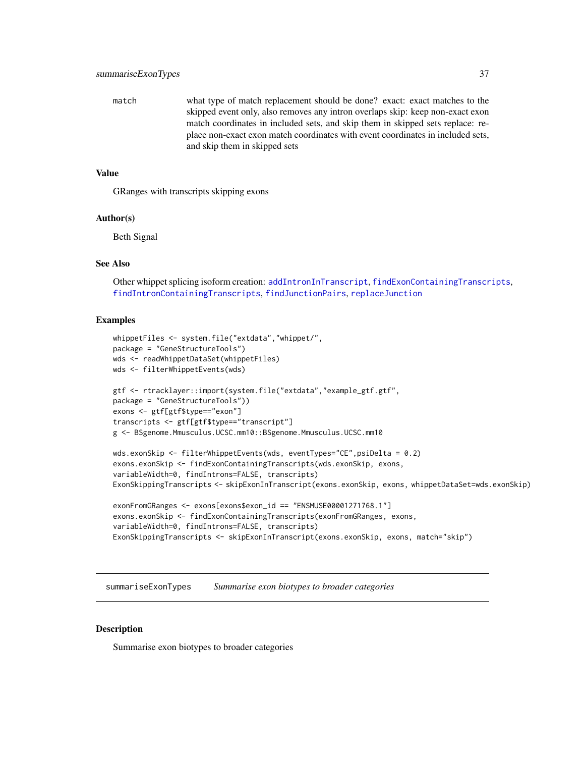match — what type of match replacement should be done? exact: exact matches to the skipped event only, also removes any intron overlaps skip: keep non-exact exon match coordinates in included sets, and skip them in skipped sets replace: replace non-exact exon match coordinates with event coordinates in included sets, and skip them in skipped sets

### Value

GRanges with transcripts skipping exons

### Author(s)

Beth Signal

### See Also

Other whippet splicing isoform creation: addIntronInTranscript, findExonContainingTranscripts, findIntronContainingTranscripts, findJunctionPairs, replaceJunction

### Examples

```
whippetFiles <- system.file("extdata","whippet/",
package = "GeneStructureTools")
wds <- readWhippetDataSet(whippetFiles)
wds <- filterWhippetEvents(wds)

gtf <- rtracklayer::import(system.file("extdata","example_gtf.gtf",
package = "GeneStructureTools"))
exons <- gtf[gtf$type=="exon"]
transcripts <- gtf[gtf$type=="transcript"]
g <- BSgenome.Mmusculus.UCSC.mm10::BSgenome.Mmusculus.UCSC.mm10

wds.exonSkip <- filterWhippetEvents(wds, eventTypes="CE",psiDelta = 0.2)
exons.exonSkip <- findExonContainingTranscripts(wds.exonSkip, exons,
variableWidth=0, findIntrons=FALSE, transcripts)
ExonSkippingTranscripts <- skipExonInTranscript(exons.exonSkip, exons, whippetDataSet=wds.exonSkip)

exonFromGRanges <- exons[exons$exon_id == "ENSMUSE00001271768.1"]
exons.exonSkip <- findExonContainingTranscripts(exonFromGRanges, exons,
variableWidth=0, findIntrons=FALSE, transcripts)
ExonSkippingTranscripts <- skipExonInTranscript(exons.exonSkip, exons, match="skip")
```

---

## summariseExonTypes — *Summarise exon biotypes to broader categories*

### Description

Summarise exon biotypes to broader categories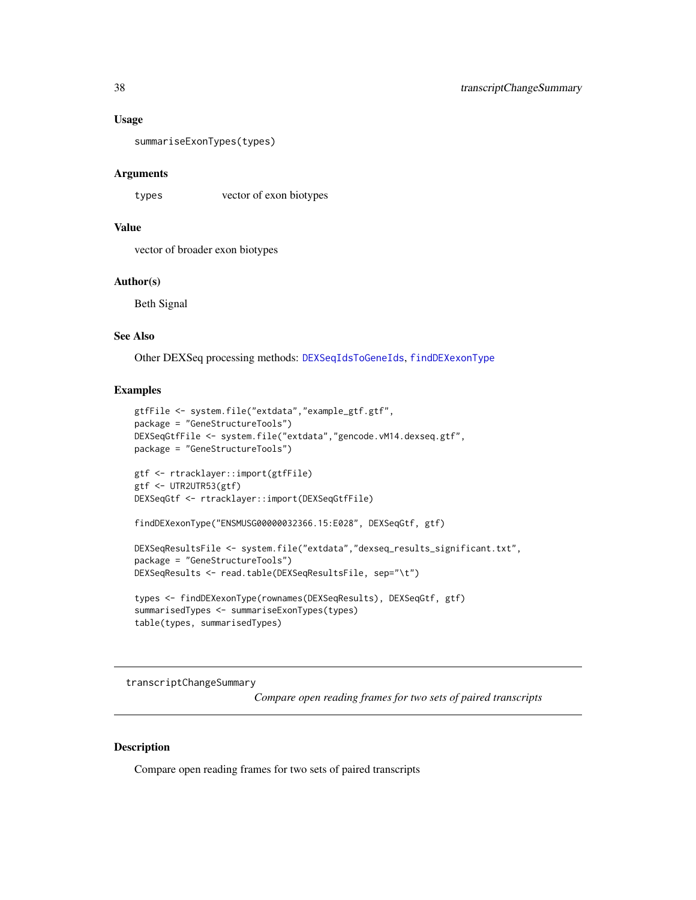### Usage

```
summariseExonTypes(types)
```

### Arguments

| | |
|---|---|
| types | vector of exon biotypes |

### Value

vector of broader exon biotypes

### Author(s)

Beth Signal

### See Also

Other DEXSeq processing methods: DEXSeqIdsToGeneIds, findDEXexonType

### Examples

```
gtfFile <- system.file("extdata","example_gtf.gtf",
package = "GeneStructureTools")
DEXSeqGtfFile <- system.file("extdata","gencode.vM14.dexseq.gtf",
package = "GeneStructureTools")

gtf <- rtracklayer::import(gtfFile)
gtf <- UTR2UTR53(gtf)
DEXSeqGtf <- rtracklayer::import(DEXSeqGtfFile)

findDEXexonType("ENSMUSG00000032366.15:E028", DEXSeqGtf, gtf)

DEXSeqResultsFile <- system.file("extdata","dexseq_results_significant.txt",
package = "GeneStructureTools")
DEXSeqResults <- read.table(DEXSeqResultsFile, sep="\t")

types <- findDEXexonType(rownames(DEXSeqResults), DEXSeqGtf, gtf)
summarisedTypes <- summariseExonTypes(types)
table(types, summarisedTypes)
```

---

## transcriptChangeSummary

*Compare open reading frames for two sets of paired transcripts*

---

### Description

Compare open reading frames for two sets of paired transcripts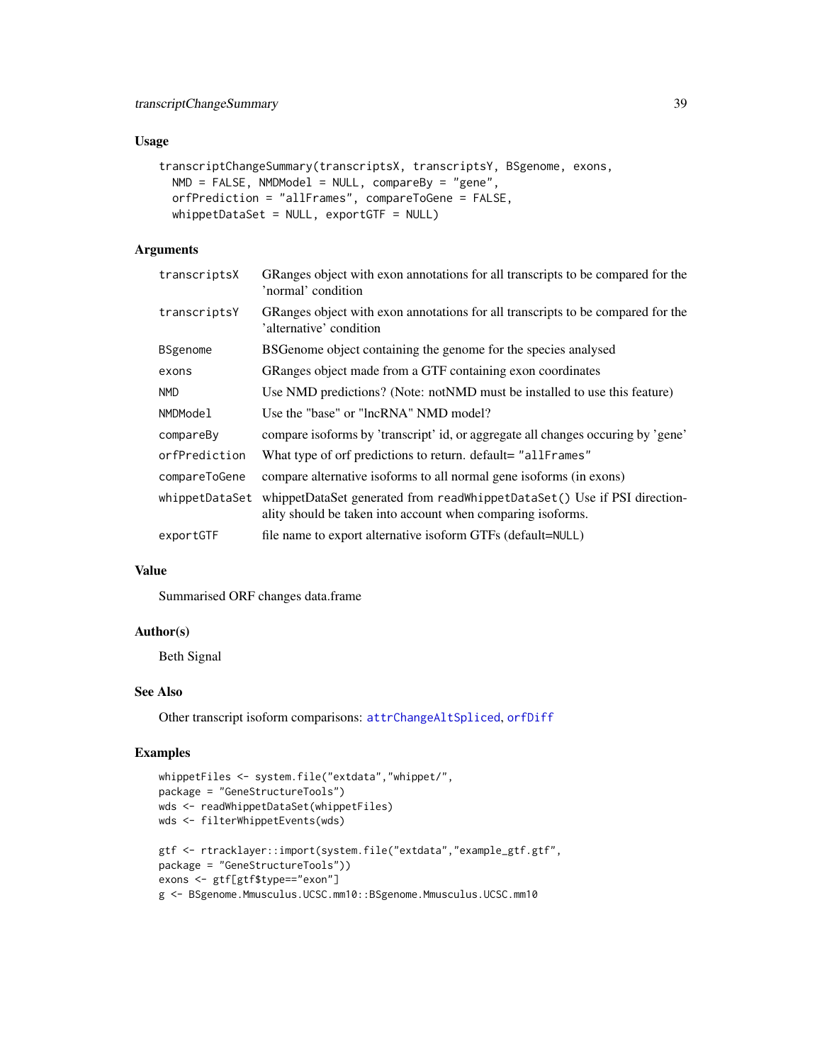### Usage

```
transcriptChangeSummary(transcriptsX, transcriptsY, BSgenome, exons,
  NMD = FALSE, NMDModel = NULL, compareBy = "gene",
  orfPrediction = "allFrames", compareToGene = FALSE,
  whippetDataSet = NULL, exportGTF = NULL)
```

### Arguments

| | |
|---|---|
| transcriptsX | GRanges object with exon annotations for all transcripts to be compared for the 'normal' condition |
| transcriptsY | GRanges object with exon annotations for all transcripts to be compared for the 'alternative' condition |
| BSgenome | BSGenome object containing the genome for the species analysed |
| exons | GRanges object made from a GTF containing exon coordinates |
| NMD | Use NMD predictions? (Note: notNMD must be installed to use this feature) |
| NMDModel | Use the "base" or "lncRNA" NMD model? |
| compareBy | compare isoforms by 'transcript' id, or aggregate all changes occuring by 'gene' |
| orfPrediction | What type of orf predictions to return. default= "allFrames" |
| compareToGene | compare alternative isoforms to all normal gene isoforms (in exons) |
| whippetDataSet | whippetDataSet generated from readWhippetDataSet() Use if PSI directionality should be taken into account when comparing isoforms. |
| exportGTF | file name to export alternative isoform GTFs (default=NULL) |

### Value

Summarised ORF changes data.frame

### Author(s)

Beth Signal

### See Also

Other transcript isoform comparisons: attrChangeAltSpliced, orfDiff

### Examples

```
whippetFiles <- system.file("extdata","whippet/",
package = "GeneStructureTools")
wds <- readWhippetDataSet(whippetFiles)
wds <- filterWhippetEvents(wds)

gtf <- rtracklayer::import(system.file("extdata","example_gtf.gtf",
package = "GeneStructureTools"))
exons <- gtf[gtf$type=="exon"]
g <- BSgenome.Mmusculus.UCSC.mm10::BSgenome.Mmusculus.UCSC.mm10
```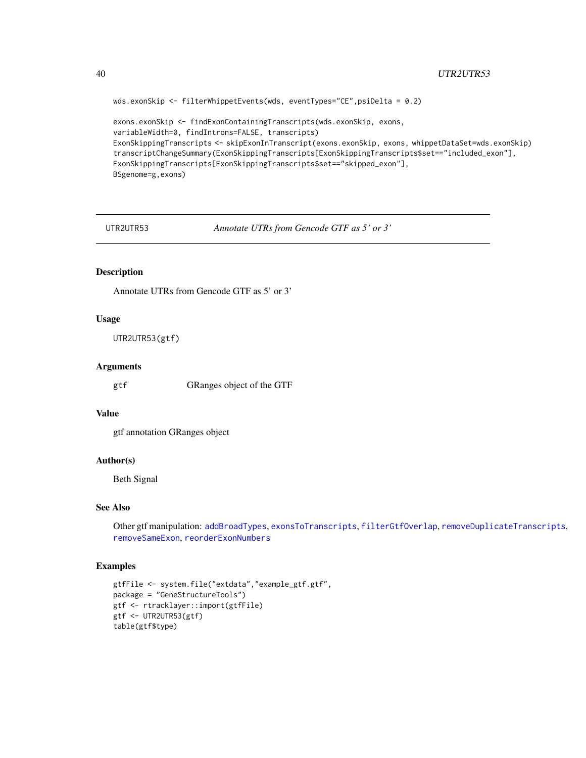```
wds.exonSkip <- filterWhippetEvents(wds, eventTypes="CE",psiDelta = 0.2)

exons.exonSkip <- findExonContainingTranscripts(wds.exonSkip, exons,
variableWidth=0, findIntrons=FALSE, transcripts)
ExonSkippingTranscripts <- skipExonInTranscript(exons.exonSkip, exons, whippetDataSet=wds.exonSkip)
transcriptChangeSummary(ExonSkippingTranscripts[ExonSkippingTranscripts$set=="included_exon"],
ExonSkippingTranscripts[ExonSkippingTranscripts$set=="skipped_exon"],
BSgenome=g,exons)
```

---

## UTR2UTR53 — *Annotate UTRs from Gencode GTF as 5' or 3'*

### Description

Annotate UTRs from Gencode GTF as 5' or 3'

### Usage

```
UTR2UTR53(gtf)
```

### Arguments

| | |
|---|---|
| gtf | GRanges object of the GTF |

### Value

gtf annotation GRanges object

### Author(s)

Beth Signal

### See Also

Other gtf manipulation: addBroadTypes, exonsToTranscripts, filterGtfOverlap, removeDuplicateTranscripts, removeSameExon, reorderExonNumbers

### Examples

```
gtfFile <- system.file("extdata","example_gtf.gtf",
package = "GeneStructureTools")
gtf <- rtracklayer::import(gtfFile)
gtf <- UTR2UTR53(gtf)
table(gtf$type)
```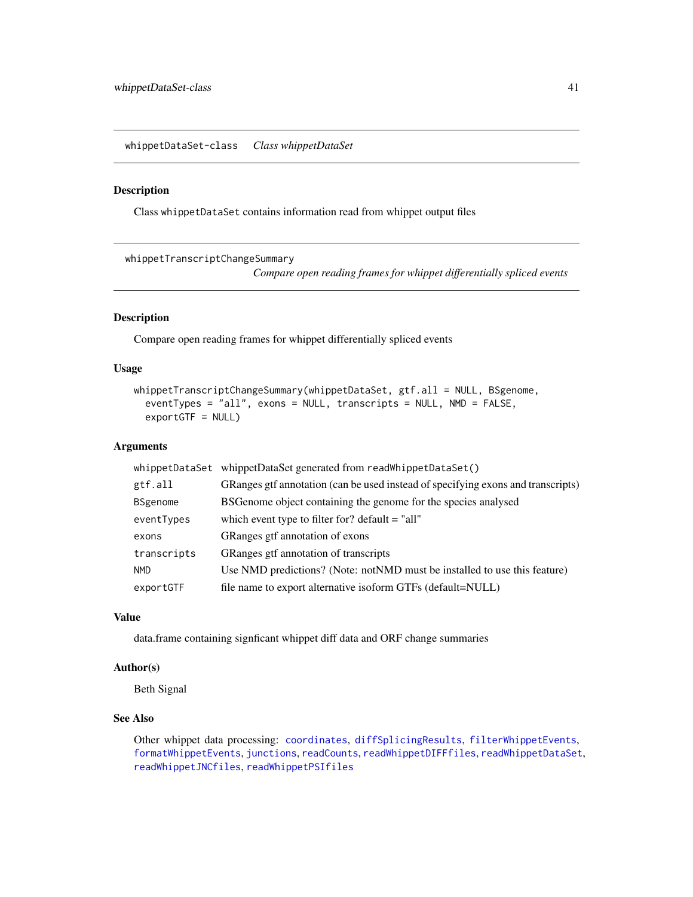## whippetDataSet-class — *Class whippetDataSet*

### Description

Class `whippetDataSet` contains information read from whippet output files

## whippetTranscriptChangeSummary — *Compare open reading frames for whippet differentially spliced events*

### Description

Compare open reading frames for whippet differentially spliced events

### Usage

```
whippetTranscriptChangeSummary(whippetDataSet, gtf.all = NULL, BSgenome,
  eventTypes = "all", exons = NULL, transcripts = NULL, NMD = FALSE,
  exportGTF = NULL)
```

### Arguments

| | |
|---|---|
| `whippetDataSet` | whippetDataSet generated from `readWhippetDataSet()` |
| `gtf.all` | GRanges gtf annotation (can be used instead of specifying exons and transcripts) |
| `BSgenome` | BSGenome object containing the genome for the species analysed |
| `eventTypes` | which event type to filter for? default = "all" |
| `exons` | GRanges gtf annotation of exons |
| `transcripts` | GRanges gtf annotation of transcripts |
| `NMD` | Use NMD predictions? (Note: notNMD must be installed to use this feature) |
| `exportGTF` | file name to export alternative isoform GTFs (default=NULL) |

### Value

data.frame containing signficant whippet diff data and ORF change summaries

### Author(s)

Beth Signal

### See Also

Other whippet data processing: `coordinates`, `diffSplicingResults`, `filterWhippetEvents`, `formatWhippetEvents`, `junctions`, `readCounts`, `readWhippetDIFFfiles`, `readWhippetDataSet`, `readWhippetJNCfiles`, `readWhippetPSIfiles`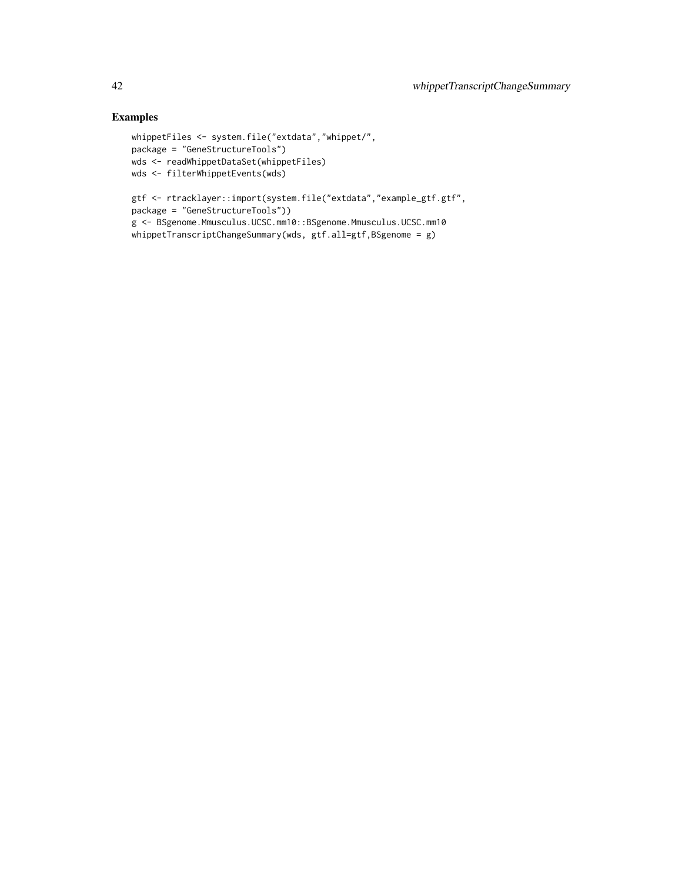## Examples

```
whippetFiles <- system.file("extdata","whippet/",
package = "GeneStructureTools")
wds <- readWhippetDataSet(whippetFiles)
wds <- filterWhippetEvents(wds)

gtf <- rtracklayer::import(system.file("extdata","example_gtf.gtf",
package = "GeneStructureTools"))
g <- BSgenome.Mmusculus.UCSC.mm10::BSgenome.Mmusculus.UCSC.mm10
whippetTranscriptChangeSummary(wds, gtf.all=gtf,BSgenome = g)
```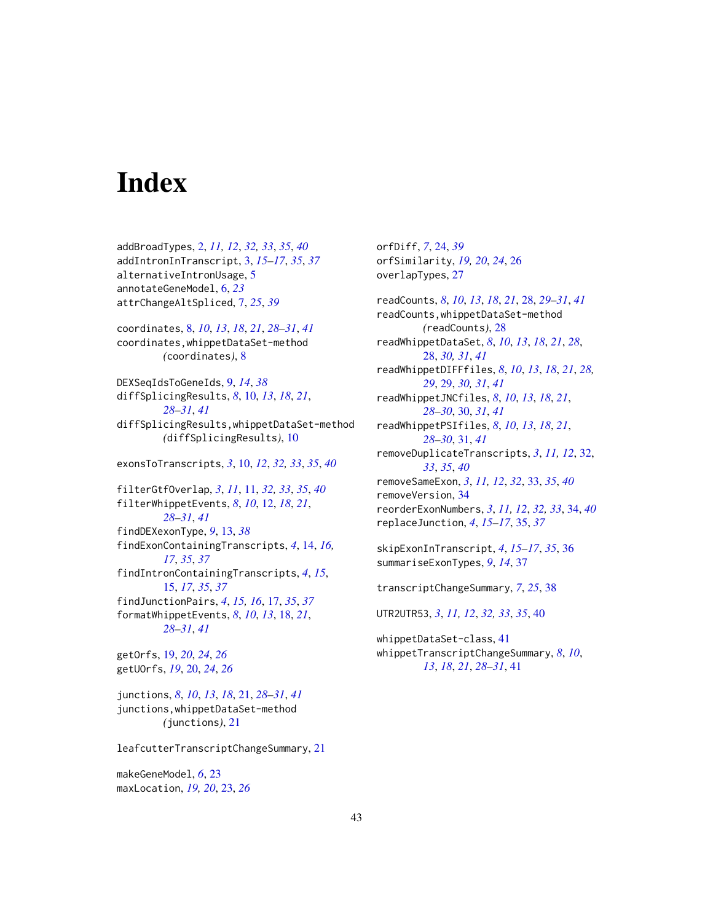# Index

addBroadTypes, 2, *11, 12*, *32, 33*, *35*, *40*
addIntronInTranscript, 3, *15–17*, *35*, *37*
alternativeIntronUsage, 5
annotateGeneModel, 6, *23*
attrChangeAltSpliced, 7, *25*, *39*

coordinates, 8, *10*, *13*, *18*, *21*, *28–31*, *41*
coordinates,whippetDataSet-method *(coordinates)*, 8

DEXSeqIdsToGeneIds, 9, *14*, *38*
diffSplicingResults, *8*, 10, *13*, *18*, *21*, *28–31*, *41*
diffSplicingResults,whippetDataSet-method *(diffSplicingResults)*, 10

exonsToTranscripts, *3*, 10, *12*, *32, 33*, *35*, *40*

filterGtfOverlap, *3*, *11*, 11, *32, 33*, *35*, *40*
filterWhippetEvents, *8*, *10*, 12, *18*, *21*, *28–31*, *41*
findDEXexonType, *9*, 13, *38*
findExonContainingTranscripts, *4*, 14, *16, 17*, *35*, *37*
findIntronContainingTranscripts, *4*, *15*, 15, *17*, *35*, *37*
findJunctionPairs, *4*, *15, 16*, 17, *35*, *37*
formatWhippetEvents, *8*, *10*, *13*, 18, *21*, *28–31*, *41*

getOrfs, 19, *20*, *24*, *26*
getUOrfs, *19*, 20, *24*, *26*

junctions, *8*, *10*, *13*, *18*, 21, *28–31*, *41*
junctions,whippetDataSet-method *(junctions)*, 21

leafcutterTranscriptChangeSummary, 21

makeGeneModel, *6*, 23
maxLocation, *19, 20*, 23, *26*

orfDiff, *7*, 24, *39*
orfSimilarity, *19, 20*, *24*, 26
overlapTypes, 27

readCounts, *8*, *10*, *13*, *18*, *21*, 28, *29–31*, *41*
readCounts,whippetDataSet-method *(readCounts)*, 28
readWhippetDataSet, *8*, *10*, *13*, *18*, *21*, *28*, 28, *30, 31*, *41*
readWhippetDIFFfiles, *8*, *10*, *13*, *18*, *21*, *28, 29*, 29, *30, 31*, *41*
readWhippetJNCfiles, *8*, *10*, *13*, *18*, *21*, *28–30*, 30, *31*, *41*
readWhippetPSIfiles, *8*, *10*, *13*, *18*, *21*, *28–30*, 31, *41*
removeDuplicateTranscripts, *3*, *11, 12*, 32, *33*, *35*, *40*
removeSameExon, *3*, *11, 12*, *32*, 33, *35*, *40*
removeVersion, 34
reorderExonNumbers, *3*, *11, 12*, *32, 33*, 34, *40*
replaceJunction, *4*, *15–17*, 35, *37*

skipExonInTranscript, *4*, *15–17*, *35*, 36
summariseExonTypes, *9*, *14*, 37

transcriptChangeSummary, *7*, *25*, 38

UTR2UTR53, *3*, *11, 12*, *32, 33*, *35*, 40

whippetDataSet-class, 41
whippetTranscriptChangeSummary, *8*, *10*, *13*, *18*, *21*, *28–31*, 41